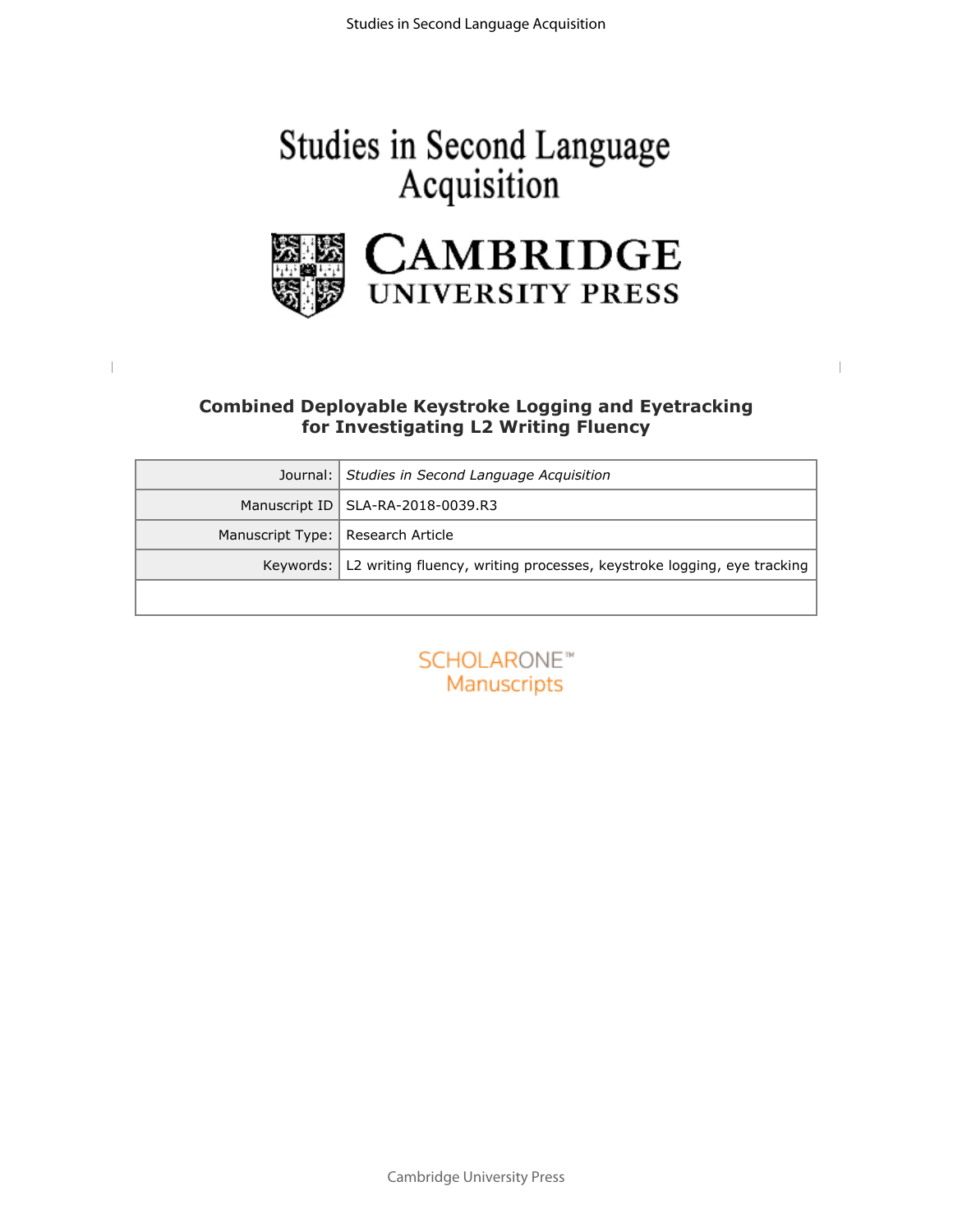# Studies in Second Language Acquisition

CAMBRIDGE UNIVERSITY PRESS

## Combined Deployable Keystroke Logging and Eyetracking for Investigating L2 Writing Fluency

| | |
|---|---|
| Journal: | *Studies in Second Language Acquisition* |
| Manuscript ID | SLA-RA-2018-0039.R3 |
| Manuscript Type: | Research Article |
| Keywords: | L2 writing fluency, writing processes, keystroke logging, eye tracking |

SCHOLARONE™ Manuscripts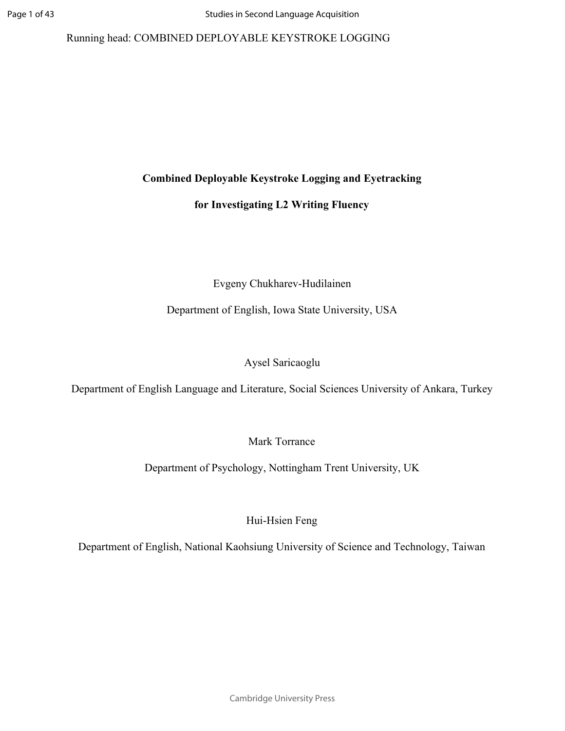Running head: COMBINED DEPLOYABLE KEYSTROKE LOGGING

# Combined Deployable Keystroke Logging and Eyetracking for Investigating L2 Writing Fluency

Evgeny Chukharev-Hudilainen

Department of English, Iowa State University, USA

Aysel Saricaoglu

Department of English Language and Literature, Social Sciences University of Ankara, Turkey

Mark Torrance

Department of Psychology, Nottingham Trent University, UK

Hui-Hsien Feng

Department of English, National Kaohsiung University of Science and Technology, Taiwan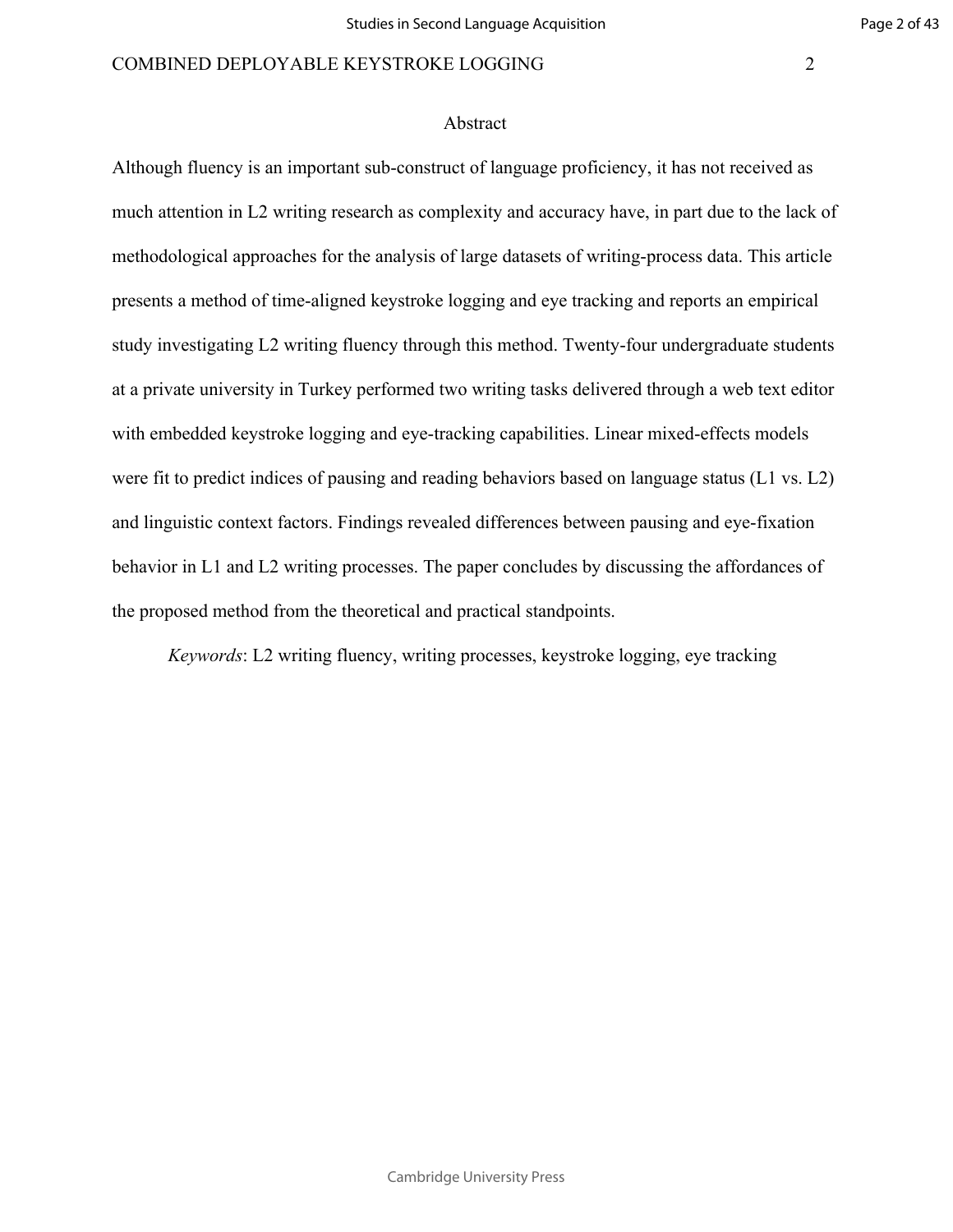## Abstract

Although fluency is an important sub-construct of language proficiency, it has not received as much attention in L2 writing research as complexity and accuracy have, in part due to the lack of methodological approaches for the analysis of large datasets of writing-process data. This article presents a method of time-aligned keystroke logging and eye tracking and reports an empirical study investigating L2 writing fluency through this method. Twenty-four undergraduate students at a private university in Turkey performed two writing tasks delivered through a web text editor with embedded keystroke logging and eye-tracking capabilities. Linear mixed-effects models were fit to predict indices of pausing and reading behaviors based on language status (L1 vs. L2) and linguistic context factors. Findings revealed differences between pausing and eye-fixation behavior in L1 and L2 writing processes. The paper concludes by discussing the affordances of the proposed method from the theoretical and practical standpoints.

*Keywords*: L2 writing fluency, writing processes, keystroke logging, eye tracking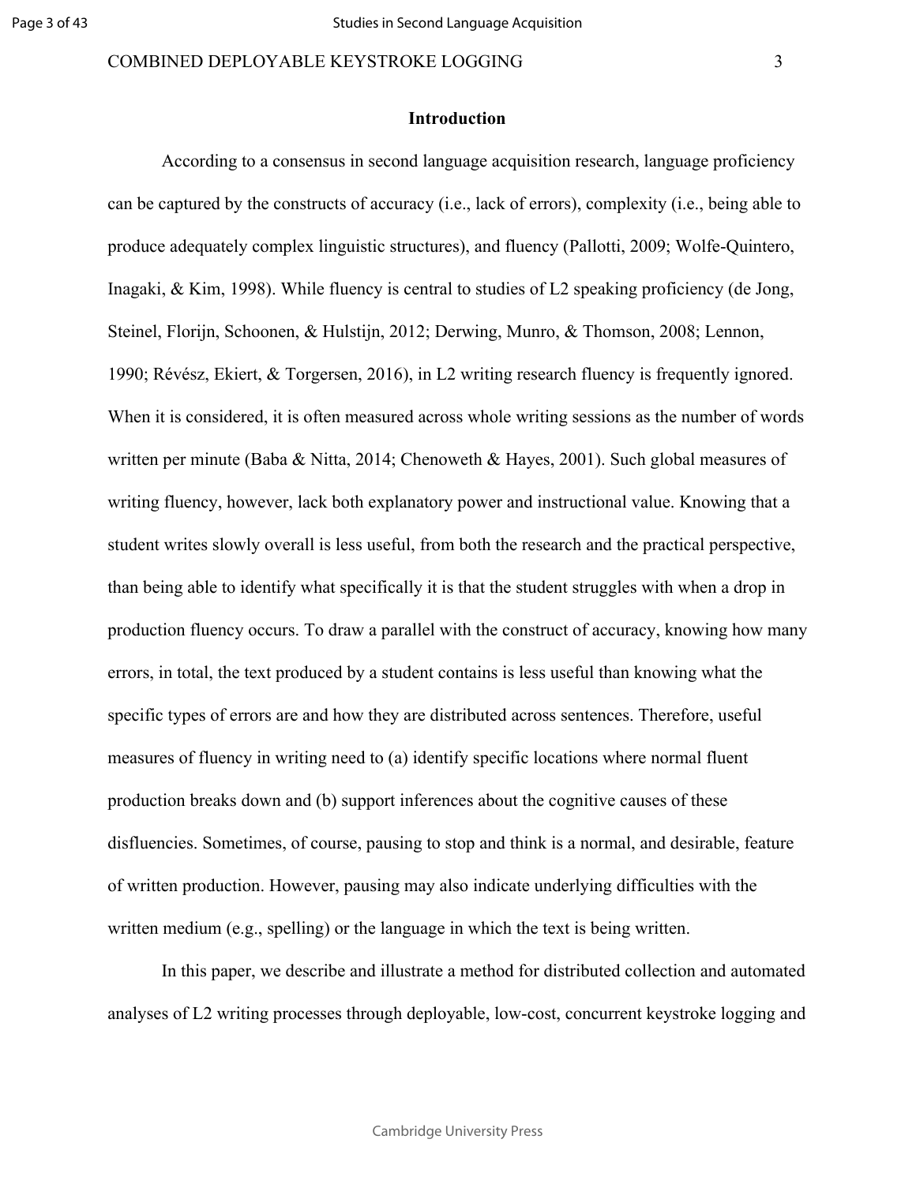## Introduction

According to a consensus in second language acquisition research, language proficiency can be captured by the constructs of accuracy (i.e., lack of errors), complexity (i.e., being able to produce adequately complex linguistic structures), and fluency (Pallotti, 2009; Wolfe-Quintero, Inagaki, & Kim, 1998). While fluency is central to studies of L2 speaking proficiency (de Jong, Steinel, Florijn, Schoonen, & Hulstijn, 2012; Derwing, Munro, & Thomson, 2008; Lennon, 1990; Révész, Ekiert, & Torgersen, 2016), in L2 writing research fluency is frequently ignored. When it is considered, it is often measured across whole writing sessions as the number of words written per minute (Baba & Nitta, 2014; Chenoweth & Hayes, 2001). Such global measures of writing fluency, however, lack both explanatory power and instructional value. Knowing that a student writes slowly overall is less useful, from both the research and the practical perspective, than being able to identify what specifically it is that the student struggles with when a drop in production fluency occurs. To draw a parallel with the construct of accuracy, knowing how many errors, in total, the text produced by a student contains is less useful than knowing what the specific types of errors are and how they are distributed across sentences. Therefore, useful measures of fluency in writing need to (a) identify specific locations where normal fluent production breaks down and (b) support inferences about the cognitive causes of these disfluencies. Sometimes, of course, pausing to stop and think is a normal, and desirable, feature of written production. However, pausing may also indicate underlying difficulties with the written medium (e.g., spelling) or the language in which the text is being written.

In this paper, we describe and illustrate a method for distributed collection and automated analyses of L2 writing processes through deployable, low-cost, concurrent keystroke logging and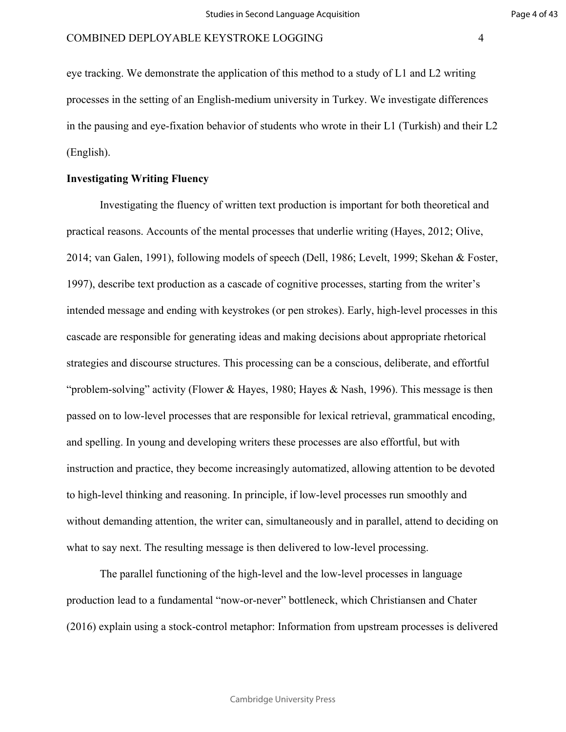eye tracking. We demonstrate the application of this method to a study of L1 and L2 writing processes in the setting of an English-medium university in Turkey. We investigate differences in the pausing and eye-fixation behavior of students who wrote in their L1 (Turkish) and their L2 (English).

## Investigating Writing Fluency

Investigating the fluency of written text production is important for both theoretical and practical reasons. Accounts of the mental processes that underlie writing (Hayes, 2012; Olive, 2014; van Galen, 1991), following models of speech (Dell, 1986; Levelt, 1999; Skehan & Foster, 1997), describe text production as a cascade of cognitive processes, starting from the writer's intended message and ending with keystrokes (or pen strokes). Early, high-level processes in this cascade are responsible for generating ideas and making decisions about appropriate rhetorical strategies and discourse structures. This processing can be a conscious, deliberate, and effortful "problem-solving" activity (Flower & Hayes, 1980; Hayes & Nash, 1996). This message is then passed on to low-level processes that are responsible for lexical retrieval, grammatical encoding, and spelling. In young and developing writers these processes are also effortful, but with instruction and practice, they become increasingly automatized, allowing attention to be devoted to high-level thinking and reasoning. In principle, if low-level processes run smoothly and without demanding attention, the writer can, simultaneously and in parallel, attend to deciding on what to say next. The resulting message is then delivered to low-level processing.

The parallel functioning of the high-level and the low-level processes in language production lead to a fundamental "now-or-never" bottleneck, which Christiansen and Chater (2016) explain using a stock-control metaphor: Information from upstream processes is delivered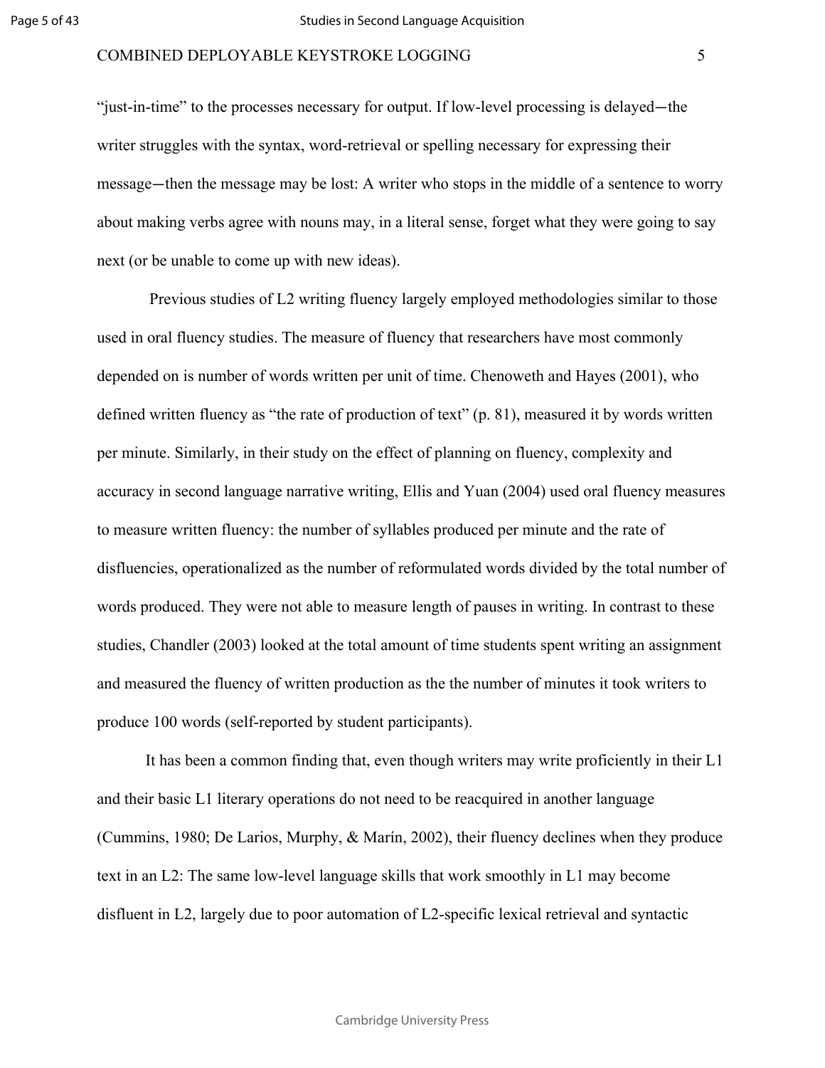"just-in-time" to the processes necessary for output. If low-level processing is delayed—the writer struggles with the syntax, word-retrieval or spelling necessary for expressing their message—then the message may be lost: A writer who stops in the middle of a sentence to worry about making verbs agree with nouns may, in a literal sense, forget what they were going to say next (or be unable to come up with new ideas).

Previous studies of L2 writing fluency largely employed methodologies similar to those used in oral fluency studies. The measure of fluency that researchers have most commonly depended on is number of words written per unit of time. Chenoweth and Hayes (2001), who defined written fluency as "the rate of production of text" (p. 81), measured it by words written per minute. Similarly, in their study on the effect of planning on fluency, complexity and accuracy in second language narrative writing, Ellis and Yuan (2004) used oral fluency measures to measure written fluency: the number of syllables produced per minute and the rate of disfluencies, operationalized as the number of reformulated words divided by the total number of words produced. They were not able to measure length of pauses in writing. In contrast to these studies, Chandler (2003) looked at the total amount of time students spent writing an assignment and measured the fluency of written production as the the number of minutes it took writers to produce 100 words (self-reported by student participants).

It has been a common finding that, even though writers may write proficiently in their L1 and their basic L1 literary operations do not need to be reacquired in another language (Cummins, 1980; De Larios, Murphy, & Marín, 2002), their fluency declines when they produce text in an L2: The same low-level language skills that work smoothly in L1 may become disfluent in L2, largely due to poor automation of L2-specific lexical retrieval and syntactic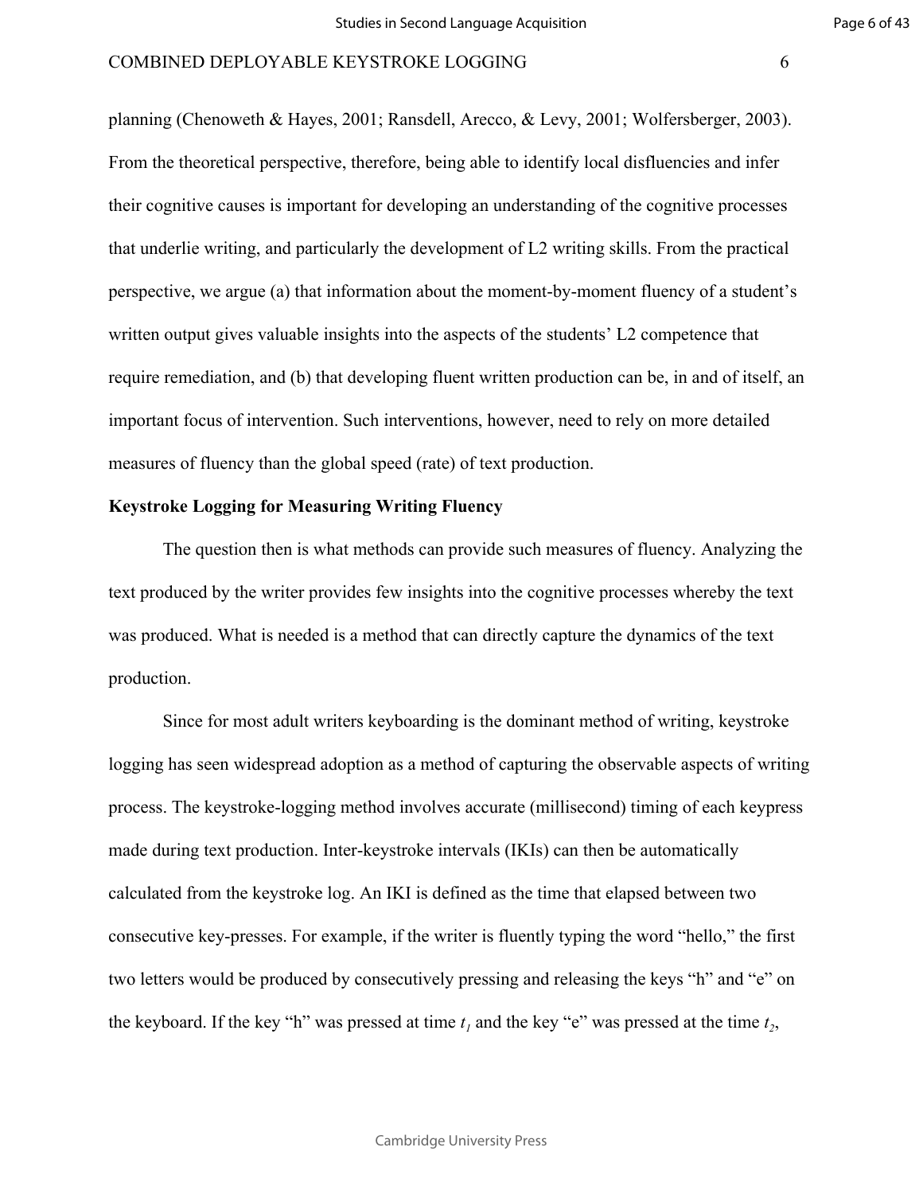planning (Chenoweth & Hayes, 2001; Ransdell, Arecco, & Levy, 2001; Wolfersberger, 2003). From the theoretical perspective, therefore, being able to identify local disfluencies and infer their cognitive causes is important for developing an understanding of the cognitive processes that underlie writing, and particularly the development of L2 writing skills. From the practical perspective, we argue (a) that information about the moment-by-moment fluency of a student's written output gives valuable insights into the aspects of the students' L2 competence that require remediation, and (b) that developing fluent written production can be, in and of itself, an important focus of intervention. Such interventions, however, need to rely on more detailed measures of fluency than the global speed (rate) of text production.

**Keystroke Logging for Measuring Writing Fluency**

The question then is what methods can provide such measures of fluency. Analyzing the text produced by the writer provides few insights into the cognitive processes whereby the text was produced. What is needed is a method that can directly capture the dynamics of the text production.

Since for most adult writers keyboarding is the dominant method of writing, keystroke logging has seen widespread adoption as a method of capturing the observable aspects of writing process. The keystroke-logging method involves accurate (millisecond) timing of each keypress made during text production. Inter-keystroke intervals (IKIs) can then be automatically calculated from the keystroke log. An IKI is defined as the time that elapsed between two consecutive key-presses. For example, if the writer is fluently typing the word "hello," the first two letters would be produced by consecutively pressing and releasing the keys "h" and "e" on the keyboard. If the key "h" was pressed at time $t_1$ and the key "e" was pressed at the time $t_2$,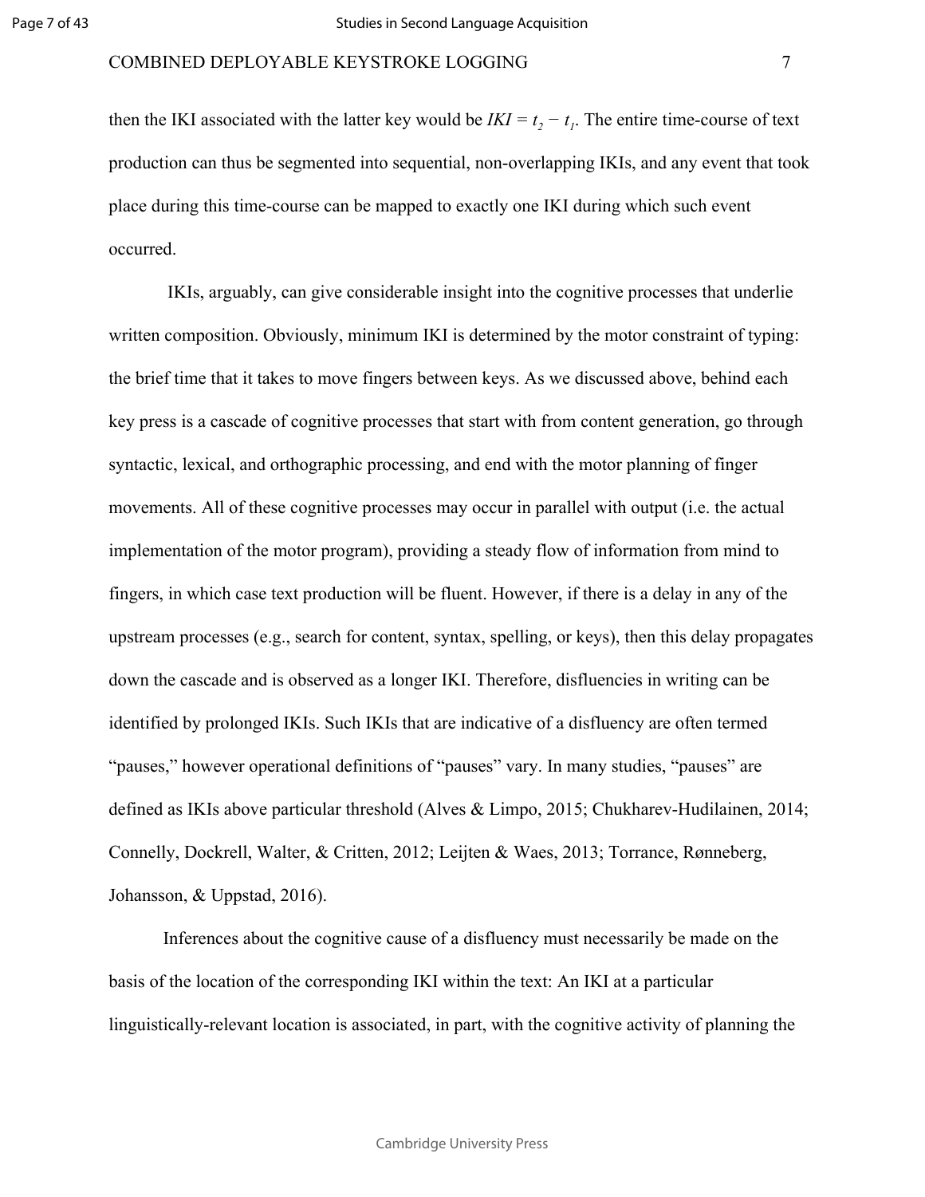then the IKI associated with the latter key would be $IKI = t_2 - t_1$. The entire time-course of text production can thus be segmented into sequential, non-overlapping IKIs, and any event that took place during this time-course can be mapped to exactly one IKI during which such event occurred.

IKIs, arguably, can give considerable insight into the cognitive processes that underlie written composition. Obviously, minimum IKI is determined by the motor constraint of typing: the brief time that it takes to move fingers between keys. As we discussed above, behind each key press is a cascade of cognitive processes that start with from content generation, go through syntactic, lexical, and orthographic processing, and end with the motor planning of finger movements. All of these cognitive processes may occur in parallel with output (i.e. the actual implementation of the motor program), providing a steady flow of information from mind to fingers, in which case text production will be fluent. However, if there is a delay in any of the upstream processes (e.g., search for content, syntax, spelling, or keys), then this delay propagates down the cascade and is observed as a longer IKI. Therefore, disfluencies in writing can be identified by prolonged IKIs. Such IKIs that are indicative of a disfluency are often termed "pauses," however operational definitions of "pauses" vary. In many studies, "pauses" are defined as IKIs above particular threshold (Alves & Limpo, 2015; Chukharev-Hudilainen, 2014; Connelly, Dockrell, Walter, & Critten, 2012; Leijten & Waes, 2013; Torrance, Rønneberg, Johansson, & Uppstad, 2016).

Inferences about the cognitive cause of a disfluency must necessarily be made on the basis of the location of the corresponding IKI within the text: An IKI at a particular linguistically-relevant location is associated, in part, with the cognitive activity of planning the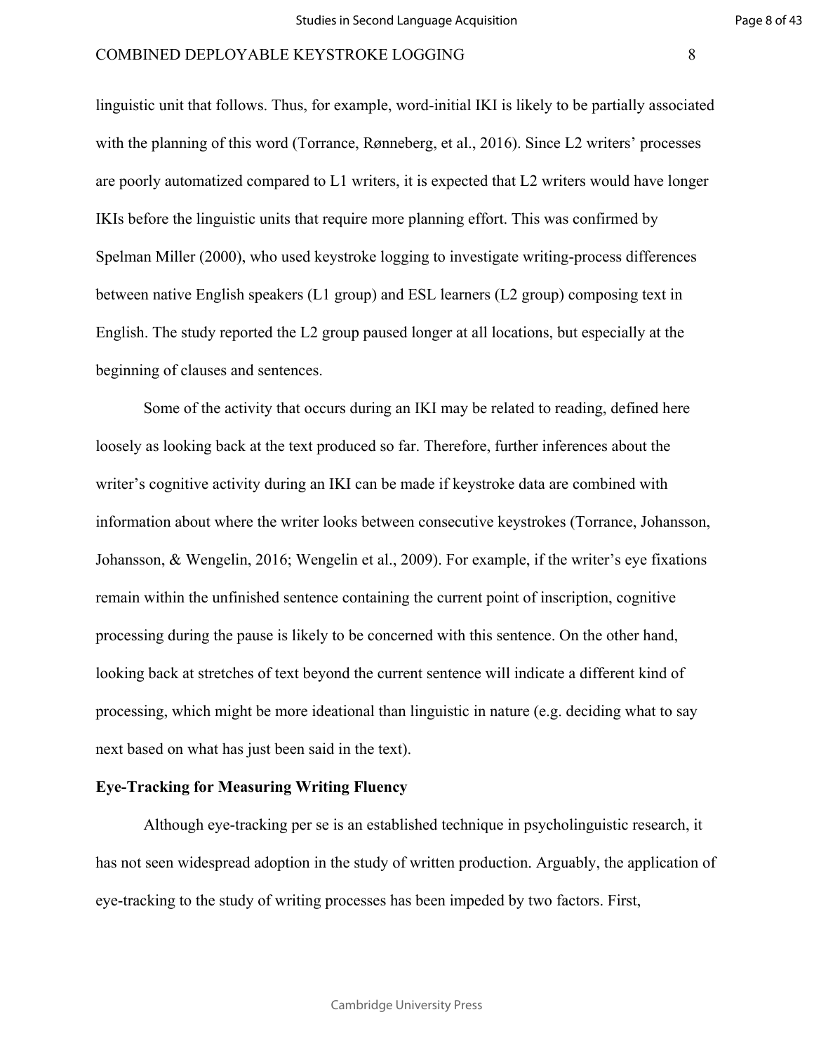linguistic unit that follows. Thus, for example, word-initial IKI is likely to be partially associated with the planning of this word (Torrance, Rønneberg, et al., 2016). Since L2 writers' processes are poorly automatized compared to L1 writers, it is expected that L2 writers would have longer IKIs before the linguistic units that require more planning effort. This was confirmed by Spelman Miller (2000), who used keystroke logging to investigate writing-process differences between native English speakers (L1 group) and ESL learners (L2 group) composing text in English. The study reported the L2 group paused longer at all locations, but especially at the beginning of clauses and sentences.

Some of the activity that occurs during an IKI may be related to reading, defined here loosely as looking back at the text produced so far. Therefore, further inferences about the writer's cognitive activity during an IKI can be made if keystroke data are combined with information about where the writer looks between consecutive keystrokes (Torrance, Johansson, Johansson, & Wengelin, 2016; Wengelin et al., 2009). For example, if the writer's eye fixations remain within the unfinished sentence containing the current point of inscription, cognitive processing during the pause is likely to be concerned with this sentence. On the other hand, looking back at stretches of text beyond the current sentence will indicate a different kind of processing, which might be more ideational than linguistic in nature (e.g. deciding what to say next based on what has just been said in the text).

## Eye-Tracking for Measuring Writing Fluency

Although eye-tracking per se is an established technique in psycholinguistic research, it has not seen widespread adoption in the study of written production. Arguably, the application of eye-tracking to the study of writing processes has been impeded by two factors. First,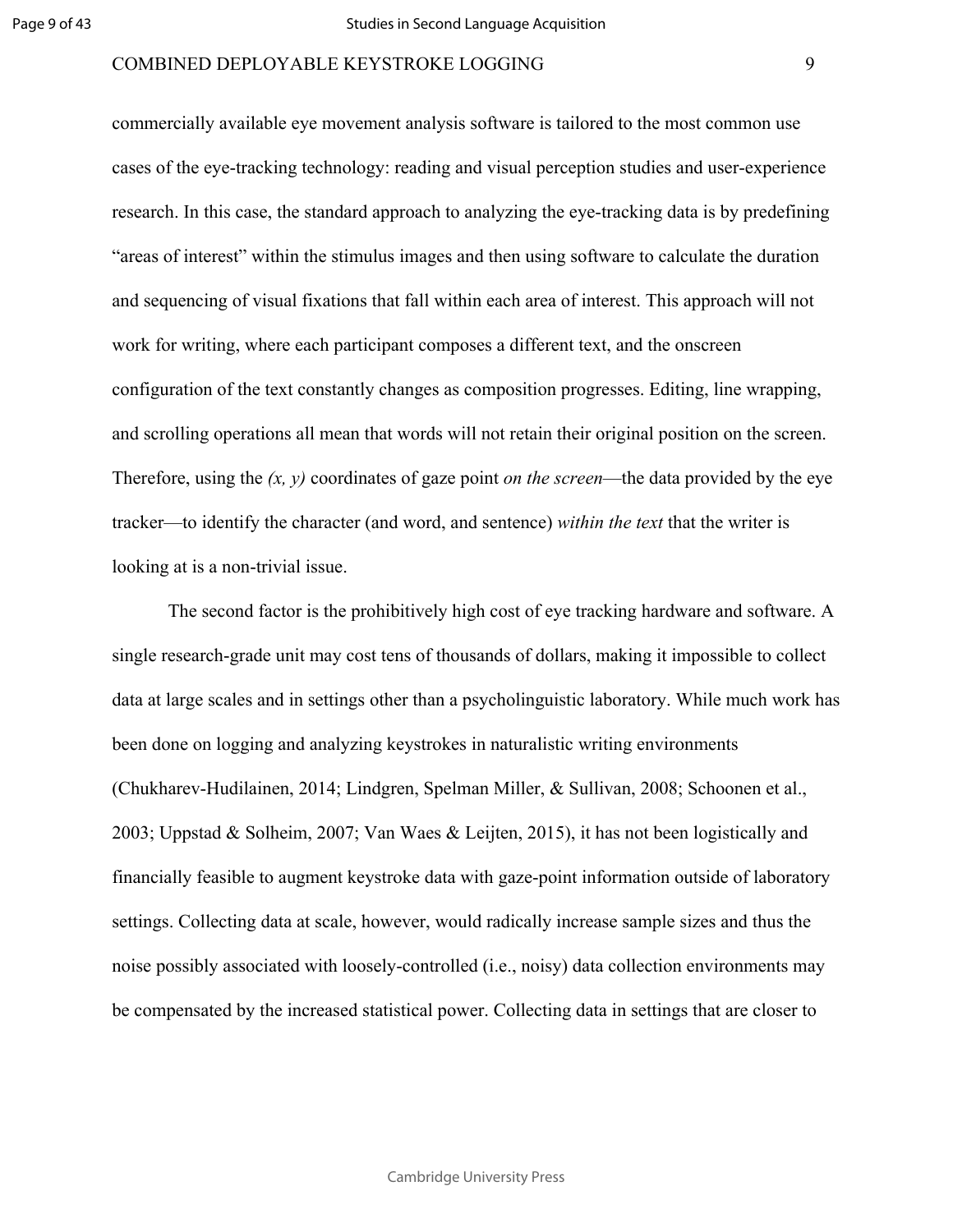commercially available eye movement analysis software is tailored to the most common use cases of the eye-tracking technology: reading and visual perception studies and user-experience research. In this case, the standard approach to analyzing the eye-tracking data is by predefining “areas of interest” within the stimulus images and then using software to calculate the duration and sequencing of visual fixations that fall within each area of interest. This approach will not work for writing, where each participant composes a different text, and the onscreen configuration of the text constantly changes as composition progresses. Editing, line wrapping, and scrolling operations all mean that words will not retain their original position on the screen. Therefore, using the *(x, y)* coordinates of gaze point *on the screen*—the data provided by the eye tracker—to identify the character (and word, and sentence) *within the text* that the writer is looking at is a non-trivial issue.

The second factor is the prohibitively high cost of eye tracking hardware and software. A single research-grade unit may cost tens of thousands of dollars, making it impossible to collect data at large scales and in settings other than a psycholinguistic laboratory. While much work has been done on logging and analyzing keystrokes in naturalistic writing environments (Chukharev-Hudilainen, 2014; Lindgren, Spelman Miller, & Sullivan, 2008; Schoonen et al., 2003; Uppstad & Solheim, 2007; Van Waes & Leijten, 2015), it has not been logistically and financially feasible to augment keystroke data with gaze-point information outside of laboratory settings. Collecting data at scale, however, would radically increase sample sizes and thus the noise possibly associated with loosely-controlled (i.e., noisy) data collection environments may be compensated by the increased statistical power. Collecting data in settings that are closer to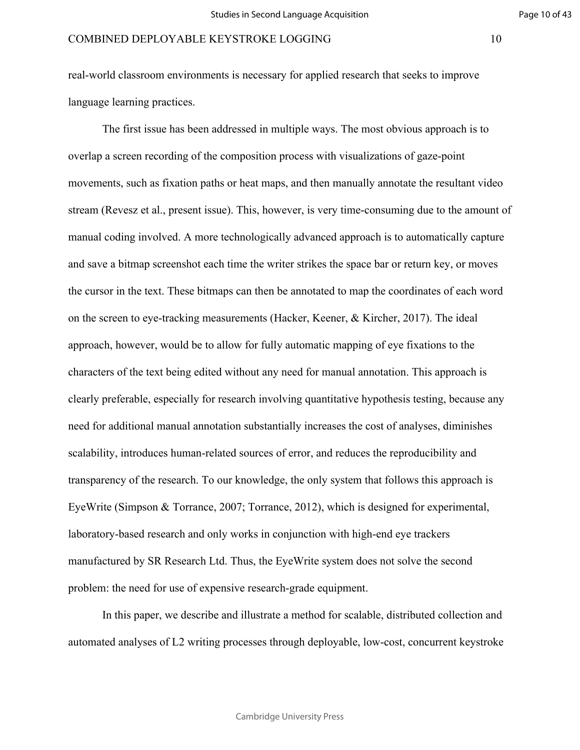real-world classroom environments is necessary for applied research that seeks to improve language learning practices.

The first issue has been addressed in multiple ways. The most obvious approach is to overlap a screen recording of the composition process with visualizations of gaze-point movements, such as fixation paths or heat maps, and then manually annotate the resultant video stream (Revesz et al., present issue). This, however, is very time-consuming due to the amount of manual coding involved. A more technologically advanced approach is to automatically capture and save a bitmap screenshot each time the writer strikes the space bar or return key, or moves the cursor in the text. These bitmaps can then be annotated to map the coordinates of each word on the screen to eye-tracking measurements (Hacker, Keener, & Kircher, 2017). The ideal approach, however, would be to allow for fully automatic mapping of eye fixations to the characters of the text being edited without any need for manual annotation. This approach is clearly preferable, especially for research involving quantitative hypothesis testing, because any need for additional manual annotation substantially increases the cost of analyses, diminishes scalability, introduces human-related sources of error, and reduces the reproducibility and transparency of the research. To our knowledge, the only system that follows this approach is EyeWrite (Simpson & Torrance, 2007; Torrance, 2012), which is designed for experimental, laboratory-based research and only works in conjunction with high-end eye trackers manufactured by SR Research Ltd. Thus, the EyeWrite system does not solve the second problem: the need for use of expensive research-grade equipment.

In this paper, we describe and illustrate a method for scalable, distributed collection and automated analyses of L2 writing processes through deployable, low-cost, concurrent keystroke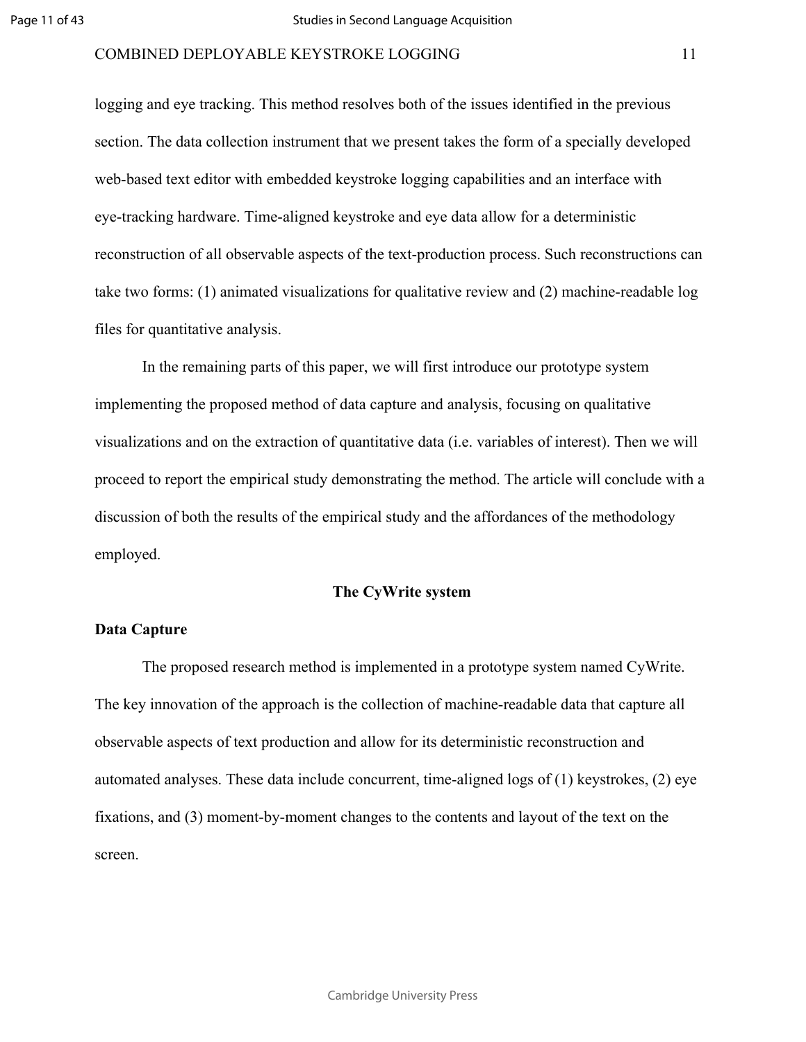logging and eye tracking. This method resolves both of the issues identified in the previous section. The data collection instrument that we present takes the form of a specially developed web-based text editor with embedded keystroke logging capabilities and an interface with eye-tracking hardware. Time-aligned keystroke and eye data allow for a deterministic reconstruction of all observable aspects of the text-production process. Such reconstructions can take two forms: (1) animated visualizations for qualitative review and (2) machine-readable log files for quantitative analysis.

In the remaining parts of this paper, we will first introduce our prototype system implementing the proposed method of data capture and analysis, focusing on qualitative visualizations and on the extraction of quantitative data (i.e. variables of interest). Then we will proceed to report the empirical study demonstrating the method. The article will conclude with a discussion of both the results of the empirical study and the affordances of the methodology employed.

## The CyWrite system

### Data Capture

The proposed research method is implemented in a prototype system named CyWrite. The key innovation of the approach is the collection of machine-readable data that capture all observable aspects of text production and allow for its deterministic reconstruction and automated analyses. These data include concurrent, time-aligned logs of (1) keystrokes, (2) eye fixations, and (3) moment-by-moment changes to the contents and layout of the text on the screen.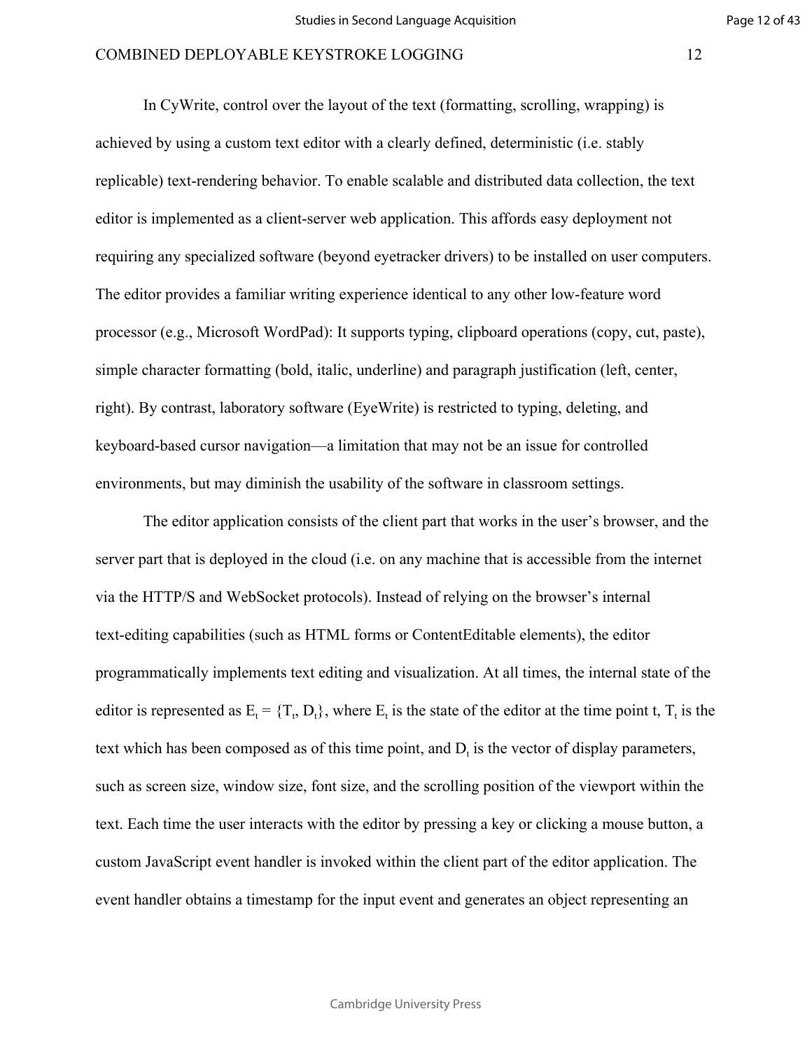In CyWrite, control over the layout of the text (formatting, scrolling, wrapping) is achieved by using a custom text editor with a clearly defined, deterministic (i.e. stably replicable) text-rendering behavior. To enable scalable and distributed data collection, the text editor is implemented as a client-server web application. This affords easy deployment not requiring any specialized software (beyond eyetracker drivers) to be installed on user computers. The editor provides a familiar writing experience identical to any other low-feature word processor (e.g., Microsoft WordPad): It supports typing, clipboard operations (copy, cut, paste), simple character formatting (bold, italic, underline) and paragraph justification (left, center, right). By contrast, laboratory software (EyeWrite) is restricted to typing, deleting, and keyboard-based cursor navigation—a limitation that may not be an issue for controlled environments, but may diminish the usability of the software in classroom settings.

The editor application consists of the client part that works in the user's browser, and the server part that is deployed in the cloud (i.e. on any machine that is accessible from the internet via the HTTP/S and WebSocket protocols). Instead of relying on the browser's internal text-editing capabilities (such as HTML forms or ContentEditable elements), the editor programmatically implements text editing and visualization. At all times, the internal state of the editor is represented as $E_t = \{T_t, D_t\}$, where $E_t$ is the state of the editor at the time point t, $T_t$ is the text which has been composed as of this time point, and $D_t$ is the vector of display parameters, such as screen size, window size, font size, and the scrolling position of the viewport within the text. Each time the user interacts with the editor by pressing a key or clicking a mouse button, a custom JavaScript event handler is invoked within the client part of the editor application. The event handler obtains a timestamp for the input event and generates an object representing an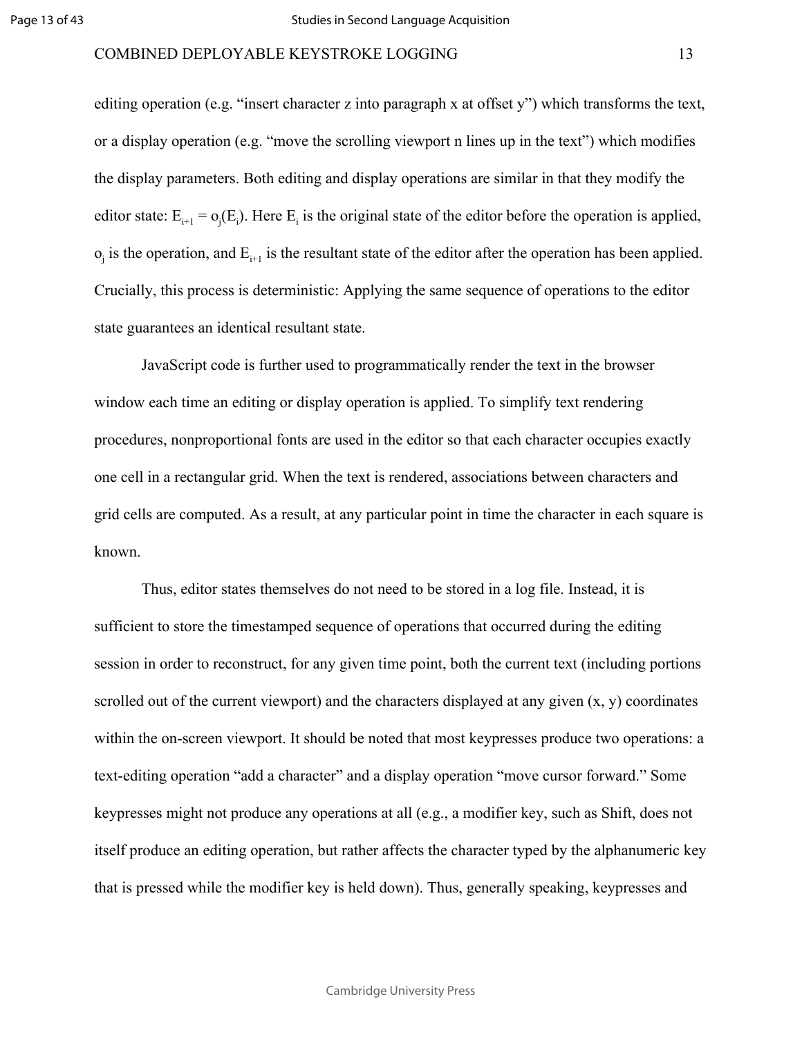editing operation (e.g. "insert character z into paragraph x at offset y") which transforms the text, or a display operation (e.g. "move the scrolling viewport n lines up in the text") which modifies the display parameters. Both editing and display operations are similar in that they modify the editor state: $E_{i+1} = o_j(E_i)$. Here $E_i$ is the original state of the editor before the operation is applied, $o_j$ is the operation, and $E_{i+1}$ is the resultant state of the editor after the operation has been applied. Crucially, this process is deterministic: Applying the same sequence of operations to the editor state guarantees an identical resultant state.

JavaScript code is further used to programmatically render the text in the browser window each time an editing or display operation is applied. To simplify text rendering procedures, nonproportional fonts are used in the editor so that each character occupies exactly one cell in a rectangular grid. When the text is rendered, associations between characters and grid cells are computed. As a result, at any particular point in time the character in each square is known.

Thus, editor states themselves do not need to be stored in a log file. Instead, it is sufficient to store the timestamped sequence of operations that occurred during the editing session in order to reconstruct, for any given time point, both the current text (including portions scrolled out of the current viewport) and the characters displayed at any given (x, y) coordinates within the on-screen viewport. It should be noted that most keypresses produce two operations: a text-editing operation "add a character" and a display operation "move cursor forward." Some keypresses might not produce any operations at all (e.g., a modifier key, such as Shift, does not itself produce an editing operation, but rather affects the character typed by the alphanumeric key that is pressed while the modifier key is held down). Thus, generally speaking, keypresses and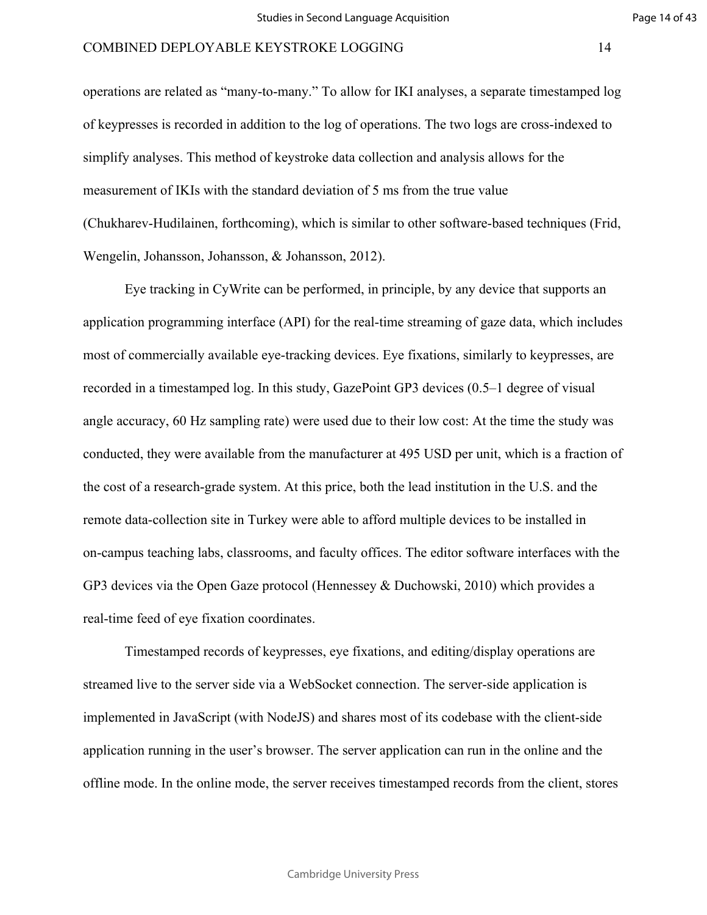operations are related as "many-to-many." To allow for IKI analyses, a separate timestamped log of keypresses is recorded in addition to the log of operations. The two logs are cross-indexed to simplify analyses. This method of keystroke data collection and analysis allows for the measurement of IKIs with the standard deviation of 5 ms from the true value (Chukharev-Hudilainen, forthcoming), which is similar to other software-based techniques (Frid, Wengelin, Johansson, Johansson, & Johansson, 2012).

Eye tracking in CyWrite can be performed, in principle, by any device that supports an application programming interface (API) for the real-time streaming of gaze data, which includes most of commercially available eye-tracking devices. Eye fixations, similarly to keypresses, are recorded in a timestamped log. In this study, GazePoint GP3 devices (0.5–1 degree of visual angle accuracy, 60 Hz sampling rate) were used due to their low cost: At the time the study was conducted, they were available from the manufacturer at 495 USD per unit, which is a fraction of the cost of a research-grade system. At this price, both the lead institution in the U.S. and the remote data-collection site in Turkey were able to afford multiple devices to be installed in on-campus teaching labs, classrooms, and faculty offices. The editor software interfaces with the GP3 devices via the Open Gaze protocol (Hennessey & Duchowski, 2010) which provides a real-time feed of eye fixation coordinates.

Timestamped records of keypresses, eye fixations, and editing/display operations are streamed live to the server side via a WebSocket connection. The server-side application is implemented in JavaScript (with NodeJS) and shares most of its codebase with the client-side application running in the user's browser. The server application can run in the online and the offline mode. In the online mode, the server receives timestamped records from the client, stores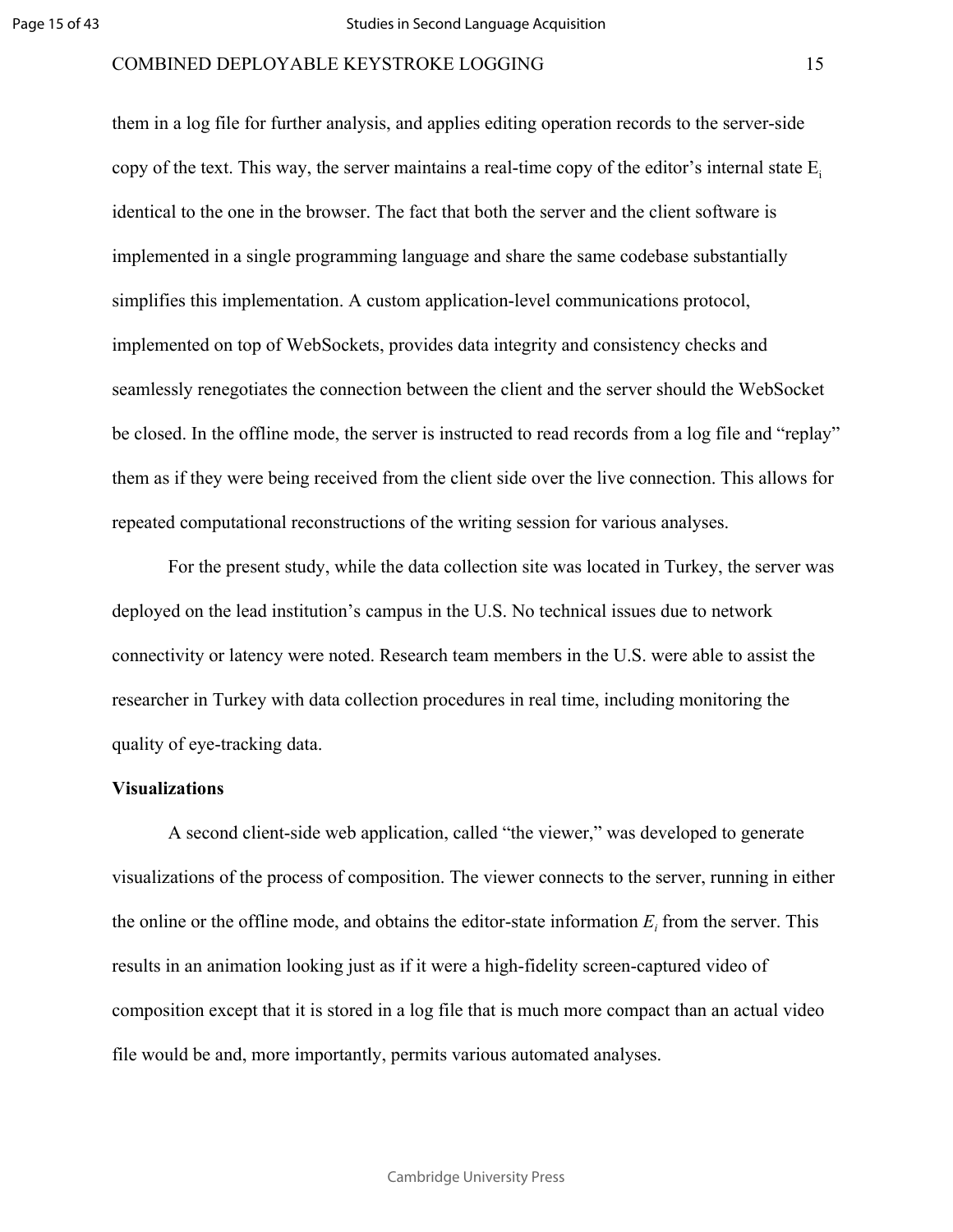them in a log file for further analysis, and applies editing operation records to the server-side copy of the text. This way, the server maintains a real-time copy of the editor's internal state $E_i$ identical to the one in the browser. The fact that both the server and the client software is implemented in a single programming language and share the same codebase substantially simplifies this implementation. A custom application-level communications protocol, implemented on top of WebSockets, provides data integrity and consistency checks and seamlessly renegotiates the connection between the client and the server should the WebSocket be closed. In the offline mode, the server is instructed to read records from a log file and "replay" them as if they were being received from the client side over the live connection. This allows for repeated computational reconstructions of the writing session for various analyses.

For the present study, while the data collection site was located in Turkey, the server was deployed on the lead institution's campus in the U.S. No technical issues due to network connectivity or latency were noted. Research team members in the U.S. were able to assist the researcher in Turkey with data collection procedures in real time, including monitoring the quality of eye-tracking data.

**Visualizations**

A second client-side web application, called "the viewer," was developed to generate visualizations of the process of composition. The viewer connects to the server, running in either the online or the offline mode, and obtains the editor-state information $E_i$ from the server. This results in an animation looking just as if it were a high-fidelity screen-captured video of composition except that it is stored in a log file that is much more compact than an actual video file would be and, more importantly, permits various automated analyses.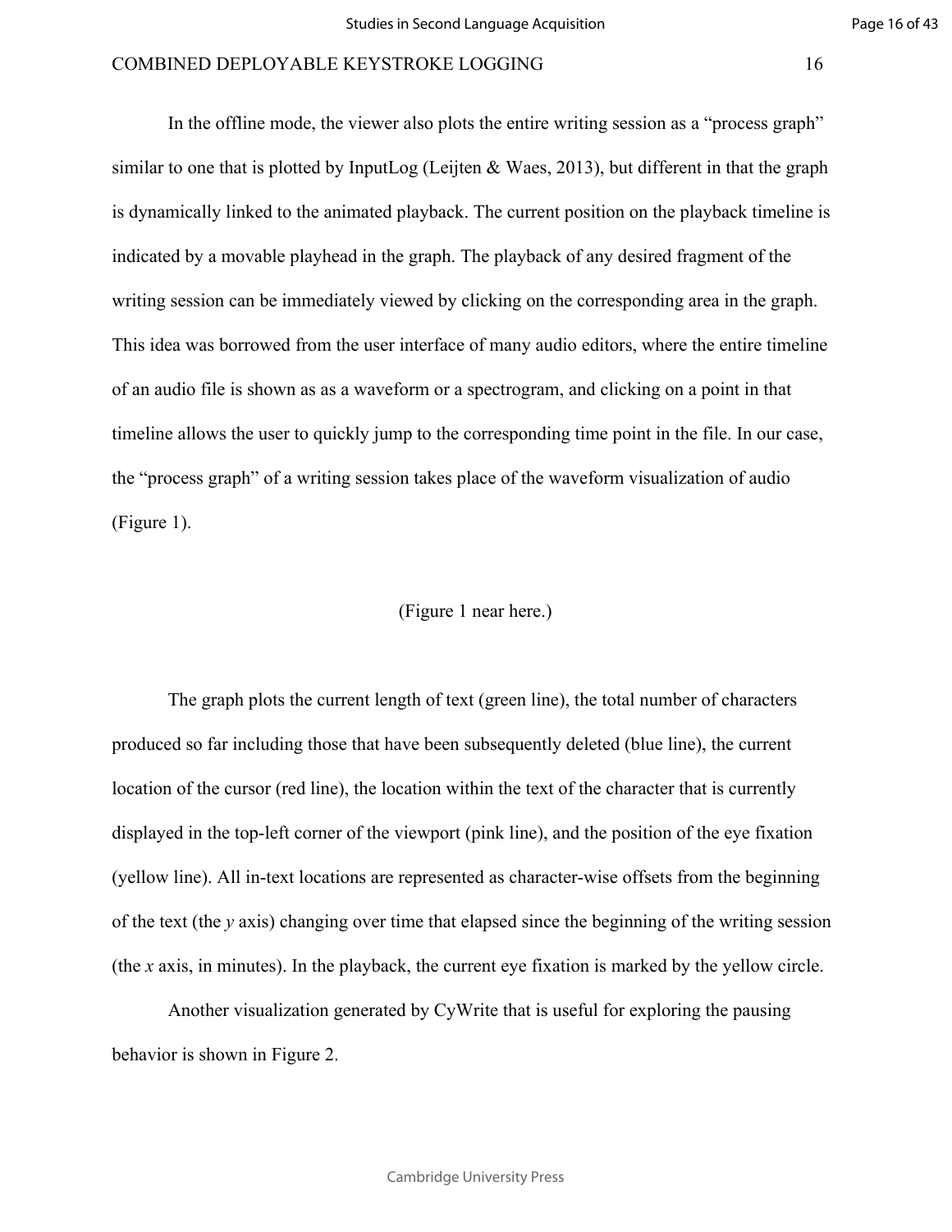In the offline mode, the viewer also plots the entire writing session as a "process graph" similar to one that is plotted by InputLog (Leijten & Waes, 2013), but different in that the graph is dynamically linked to the animated playback. The current position on the playback timeline is indicated by a movable playhead in the graph. The playback of any desired fragment of the writing session can be immediately viewed by clicking on the corresponding area in the graph. This idea was borrowed from the user interface of many audio editors, where the entire timeline of an audio file is shown as as a waveform or a spectrogram, and clicking on a point in that timeline allows the user to quickly jump to the corresponding time point in the file. In our case, the "process graph" of a writing session takes place of the waveform visualization of audio (Figure 1).

(Figure 1 near here.)

The graph plots the current length of text (green line), the total number of characters produced so far including those that have been subsequently deleted (blue line), the current location of the cursor (red line), the location within the text of the character that is currently displayed in the top-left corner of the viewport (pink line), and the position of the eye fixation (yellow line). All in-text locations are represented as character-wise offsets from the beginning of the text (the *y* axis) changing over time that elapsed since the beginning of the writing session (the *x* axis, in minutes). In the playback, the current eye fixation is marked by the yellow circle.

Another visualization generated by CyWrite that is useful for exploring the pausing behavior is shown in Figure 2.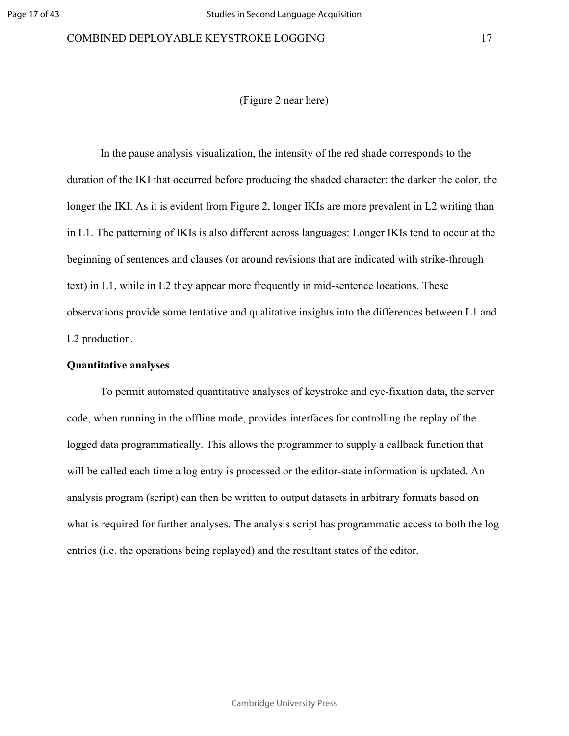(Figure 2 near here)

In the pause analysis visualization, the intensity of the red shade corresponds to the duration of the IKI that occurred before producing the shaded character: the darker the color, the longer the IKI. As it is evident from Figure 2, longer IKIs are more prevalent in L2 writing than in L1. The patterning of IKIs is also different across languages: Longer IKIs tend to occur at the beginning of sentences and clauses (or around revisions that are indicated with strike-through text) in L1, while in L2 they appear more frequently in mid-sentence locations. These observations provide some tentative and qualitative insights into the differences between L1 and L2 production.

**Quantitative analyses**

To permit automated quantitative analyses of keystroke and eye-fixation data, the server code, when running in the offline mode, provides interfaces for controlling the replay of the logged data programmatically. This allows the programmer to supply a callback function that will be called each time a log entry is processed or the editor-state information is updated. An analysis program (script) can then be written to output datasets in arbitrary formats based on what is required for further analyses. The analysis script has programmatic access to both the log entries (i.e. the operations being replayed) and the resultant states of the editor.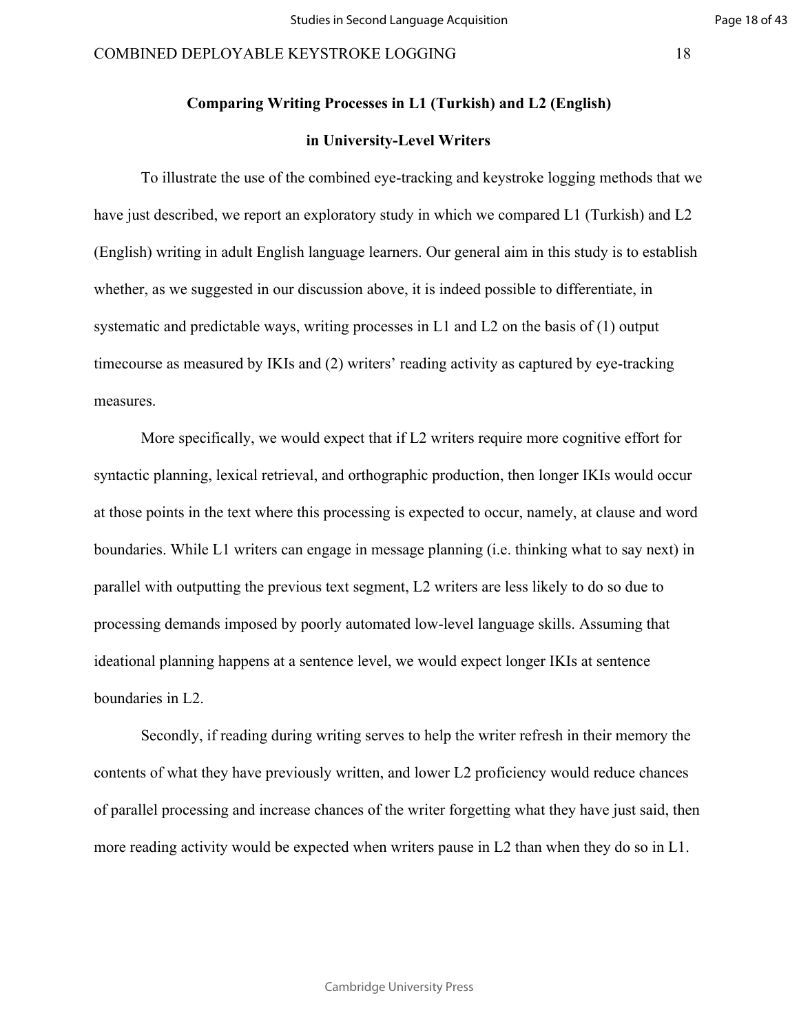## Comparing Writing Processes in L1 (Turkish) and L2 (English) in University-Level Writers

To illustrate the use of the combined eye-tracking and keystroke logging methods that we have just described, we report an exploratory study in which we compared L1 (Turkish) and L2 (English) writing in adult English language learners. Our general aim in this study is to establish whether, as we suggested in our discussion above, it is indeed possible to differentiate, in systematic and predictable ways, writing processes in L1 and L2 on the basis of (1) output timecourse as measured by IKIs and (2) writers' reading activity as captured by eye-tracking measures.

More specifically, we would expect that if L2 writers require more cognitive effort for syntactic planning, lexical retrieval, and orthographic production, then longer IKIs would occur at those points in the text where this processing is expected to occur, namely, at clause and word boundaries. While L1 writers can engage in message planning (i.e. thinking what to say next) in parallel with outputting the previous text segment, L2 writers are less likely to do so due to processing demands imposed by poorly automated low-level language skills. Assuming that ideational planning happens at a sentence level, we would expect longer IKIs at sentence boundaries in L2.

Secondly, if reading during writing serves to help the writer refresh in their memory the contents of what they have previously written, and lower L2 proficiency would reduce chances of parallel processing and increase chances of the writer forgetting what they have just said, then more reading activity would be expected when writers pause in L2 than when they do so in L1.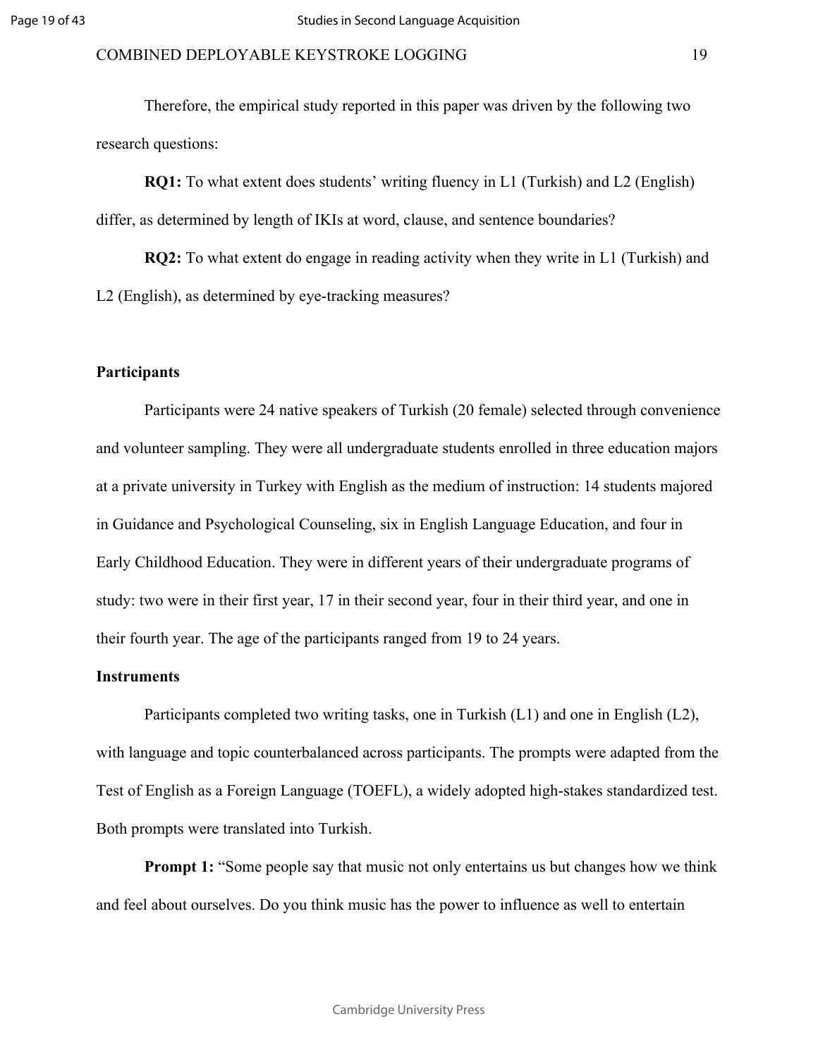Therefore, the empirical study reported in this paper was driven by the following two research questions:

**RQ1:** To what extent does students' writing fluency in L1 (Turkish) and L2 (English) differ, as determined by length of IKIs at word, clause, and sentence boundaries?

**RQ2:** To what extent do engage in reading activity when they write in L1 (Turkish) and L2 (English), as determined by eye-tracking measures?

## Participants

Participants were 24 native speakers of Turkish (20 female) selected through convenience and volunteer sampling. They were all undergraduate students enrolled in three education majors at a private university in Turkey with English as the medium of instruction: 14 students majored in Guidance and Psychological Counseling, six in English Language Education, and four in Early Childhood Education. They were in different years of their undergraduate programs of study: two were in their first year, 17 in their second year, four in their third year, and one in their fourth year. The age of the participants ranged from 19 to 24 years.

## Instruments

Participants completed two writing tasks, one in Turkish (L1) and one in English (L2), with language and topic counterbalanced across participants. The prompts were adapted from the Test of English as a Foreign Language (TOEFL), a widely adopted high-stakes standardized test. Both prompts were translated into Turkish.

**Prompt 1:** "Some people say that music not only entertains us but changes how we think and feel about ourselves. Do you think music has the power to influence as well to entertain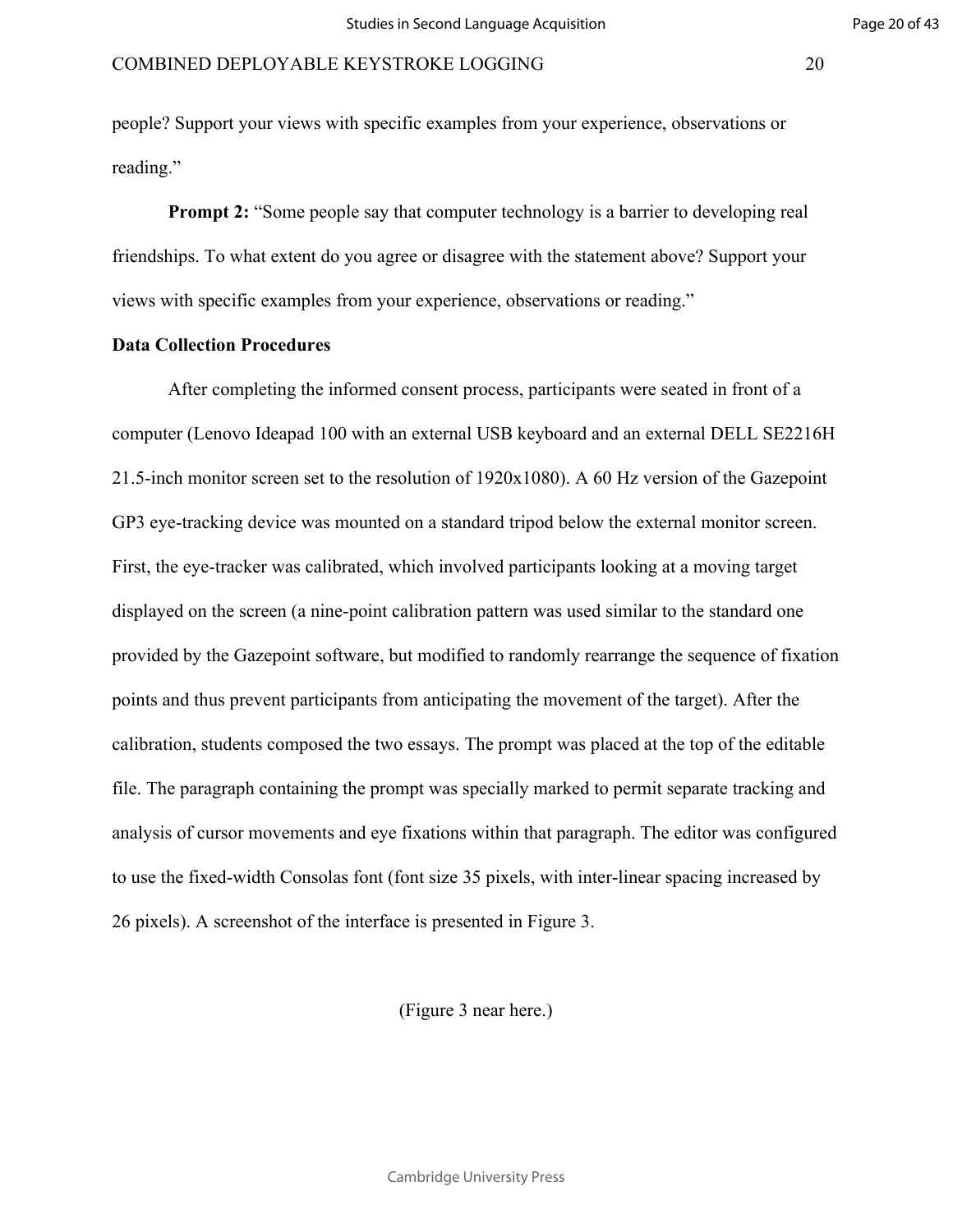people? Support your views with specific examples from your experience, observations or reading."

**Prompt 2:** "Some people say that computer technology is a barrier to developing real friendships. To what extent do you agree or disagree with the statement above? Support your views with specific examples from your experience, observations or reading."

**Data Collection Procedures**

After completing the informed consent process, participants were seated in front of a computer (Lenovo Ideapad 100 with an external USB keyboard and an external DELL SE2216H 21.5-inch monitor screen set to the resolution of 1920x1080). A 60 Hz version of the Gazepoint GP3 eye-tracking device was mounted on a standard tripod below the external monitor screen. First, the eye-tracker was calibrated, which involved participants looking at a moving target displayed on the screen (a nine-point calibration pattern was used similar to the standard one provided by the Gazepoint software, but modified to randomly rearrange the sequence of fixation points and thus prevent participants from anticipating the movement of the target). After the calibration, students composed the two essays. The prompt was placed at the top of the editable file. The paragraph containing the prompt was specially marked to permit separate tracking and analysis of cursor movements and eye fixations within that paragraph. The editor was configured to use the fixed-width Consolas font (font size 35 pixels, with inter-linear spacing increased by 26 pixels). A screenshot of the interface is presented in Figure 3.

(Figure 3 near here.)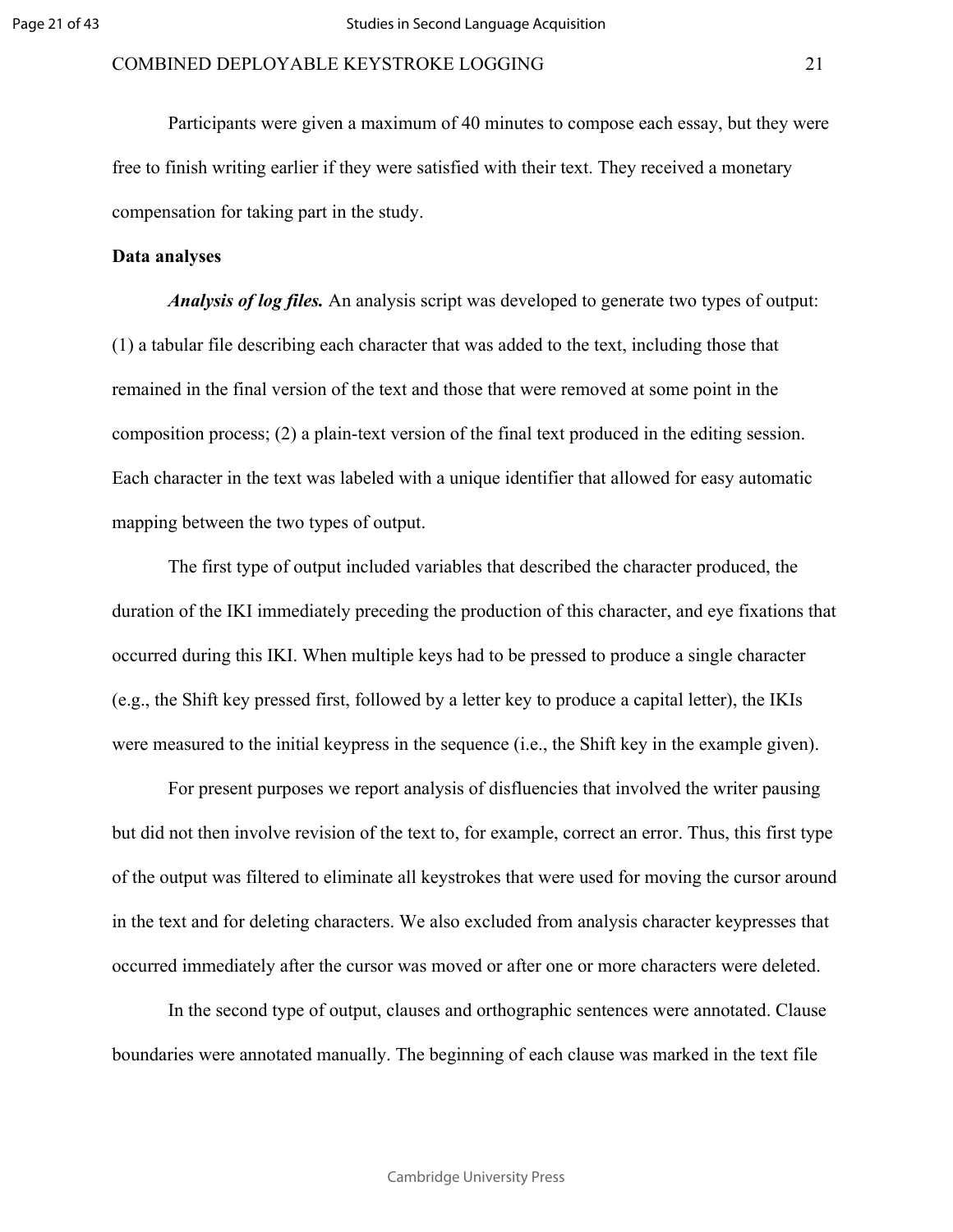Participants were given a maximum of 40 minutes to compose each essay, but they were free to finish writing earlier if they were satisfied with their text. They received a monetary compensation for taking part in the study.

**Data analyses**

***Analysis of log files.*** An analysis script was developed to generate two types of output: (1) a tabular file describing each character that was added to the text, including those that remained in the final version of the text and those that were removed at some point in the composition process; (2) a plain-text version of the final text produced in the editing session. Each character in the text was labeled with a unique identifier that allowed for easy automatic mapping between the two types of output.

The first type of output included variables that described the character produced, the duration of the IKI immediately preceding the production of this character, and eye fixations that occurred during this IKI. When multiple keys had to be pressed to produce a single character (e.g., the Shift key pressed first, followed by a letter key to produce a capital letter), the IKIs were measured to the initial keypress in the sequence (i.e., the Shift key in the example given).

For present purposes we report analysis of disfluencies that involved the writer pausing but did not then involve revision of the text to, for example, correct an error. Thus, this first type of the output was filtered to eliminate all keystrokes that were used for moving the cursor around in the text and for deleting characters. We also excluded from analysis character keypresses that occurred immediately after the cursor was moved or after one or more characters were deleted.

In the second type of output, clauses and orthographic sentences were annotated. Clause boundaries were annotated manually. The beginning of each clause was marked in the text file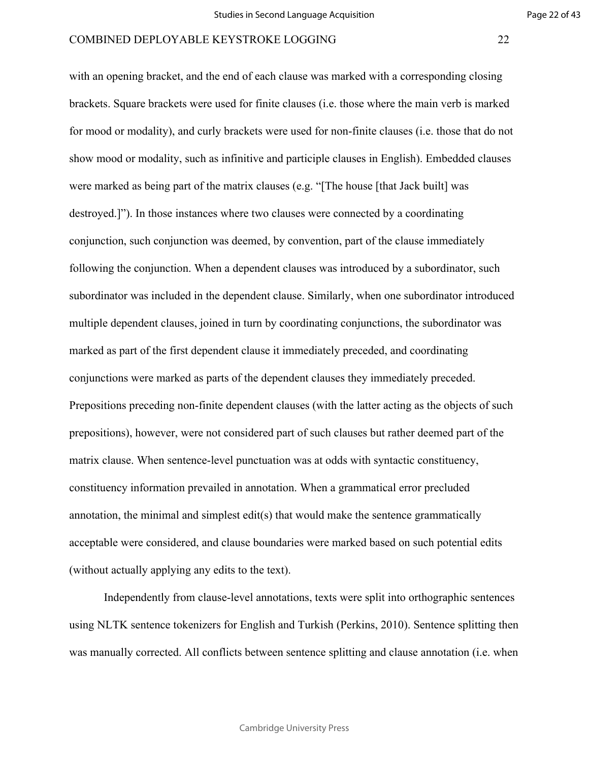with an opening bracket, and the end of each clause was marked with a corresponding closing brackets. Square brackets were used for finite clauses (i.e. those where the main verb is marked for mood or modality), and curly brackets were used for non-finite clauses (i.e. those that do not show mood or modality, such as infinitive and participle clauses in English). Embedded clauses were marked as being part of the matrix clauses (e.g. "[The house [that Jack built] was destroyed.]"). In those instances where two clauses were connected by a coordinating conjunction, such conjunction was deemed, by convention, part of the clause immediately following the conjunction. When a dependent clauses was introduced by a subordinator, such subordinator was included in the dependent clause. Similarly, when one subordinator introduced multiple dependent clauses, joined in turn by coordinating conjunctions, the subordinator was marked as part of the first dependent clause it immediately preceded, and coordinating conjunctions were marked as parts of the dependent clauses they immediately preceded. Prepositions preceding non-finite dependent clauses (with the latter acting as the objects of such prepositions), however, were not considered part of such clauses but rather deemed part of the matrix clause. When sentence-level punctuation was at odds with syntactic constituency, constituency information prevailed in annotation. When a grammatical error precluded annotation, the minimal and simplest edit(s) that would make the sentence grammatically acceptable were considered, and clause boundaries were marked based on such potential edits (without actually applying any edits to the text).

Independently from clause-level annotations, texts were split into orthographic sentences using NLTK sentence tokenizers for English and Turkish (Perkins, 2010). Sentence splitting then was manually corrected. All conflicts between sentence splitting and clause annotation (i.e. when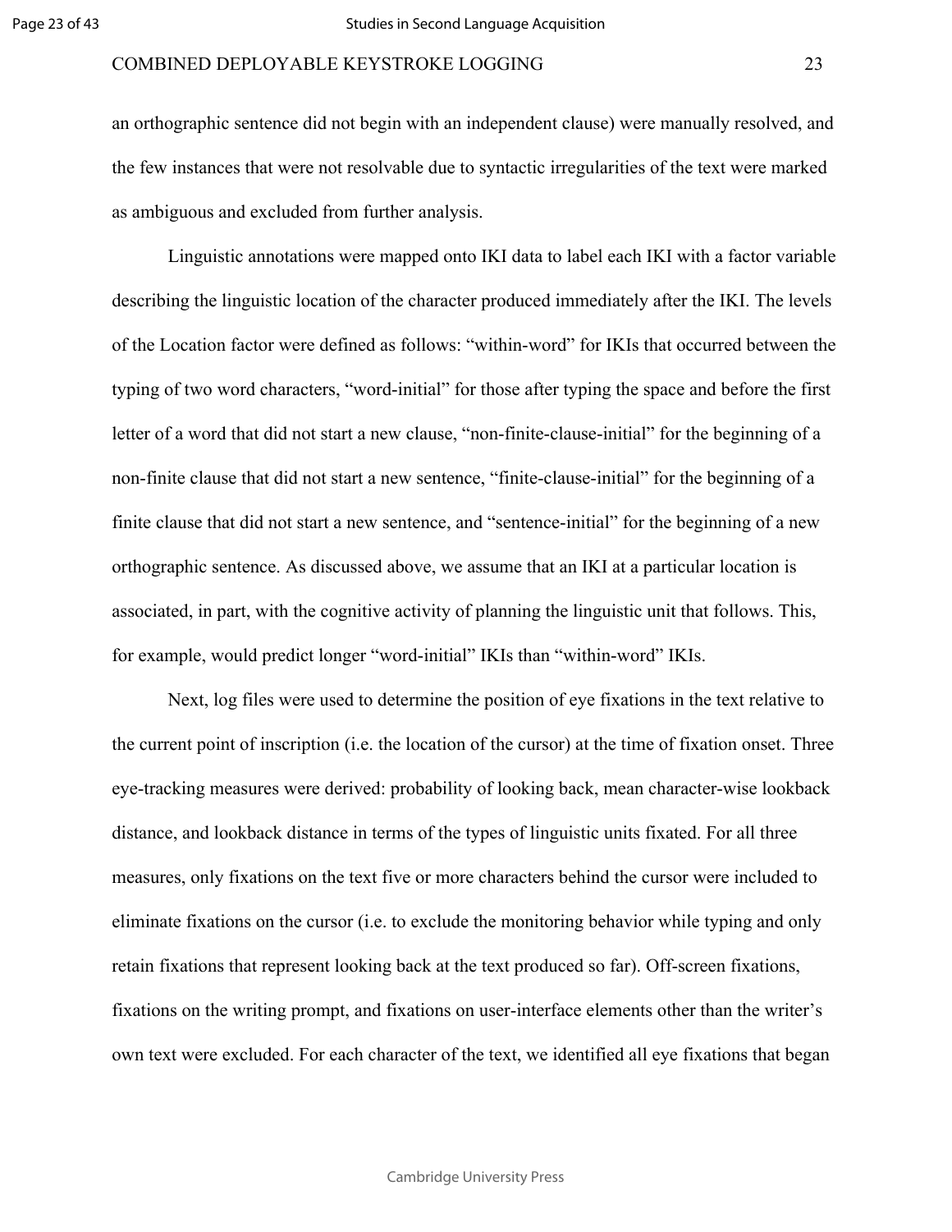an orthographic sentence did not begin with an independent clause) were manually resolved, and the few instances that were not resolvable due to syntactic irregularities of the text were marked as ambiguous and excluded from further analysis.

Linguistic annotations were mapped onto IKI data to label each IKI with a factor variable describing the linguistic location of the character produced immediately after the IKI. The levels of the Location factor were defined as follows: "within-word" for IKIs that occurred between the typing of two word characters, "word-initial" for those after typing the space and before the first letter of a word that did not start a new clause, "non-finite-clause-initial" for the beginning of a non-finite clause that did not start a new sentence, "finite-clause-initial" for the beginning of a finite clause that did not start a new sentence, and "sentence-initial" for the beginning of a new orthographic sentence. As discussed above, we assume that an IKI at a particular location is associated, in part, with the cognitive activity of planning the linguistic unit that follows. This, for example, would predict longer "word-initial" IKIs than "within-word" IKIs.

Next, log files were used to determine the position of eye fixations in the text relative to the current point of inscription (i.e. the location of the cursor) at the time of fixation onset. Three eye-tracking measures were derived: probability of looking back, mean character-wise lookback distance, and lookback distance in terms of the types of linguistic units fixated. For all three measures, only fixations on the text five or more characters behind the cursor were included to eliminate fixations on the cursor (i.e. to exclude the monitoring behavior while typing and only retain fixations that represent looking back at the text produced so far). Off-screen fixations, fixations on the writing prompt, and fixations on user-interface elements other than the writer's own text were excluded. For each character of the text, we identified all eye fixations that began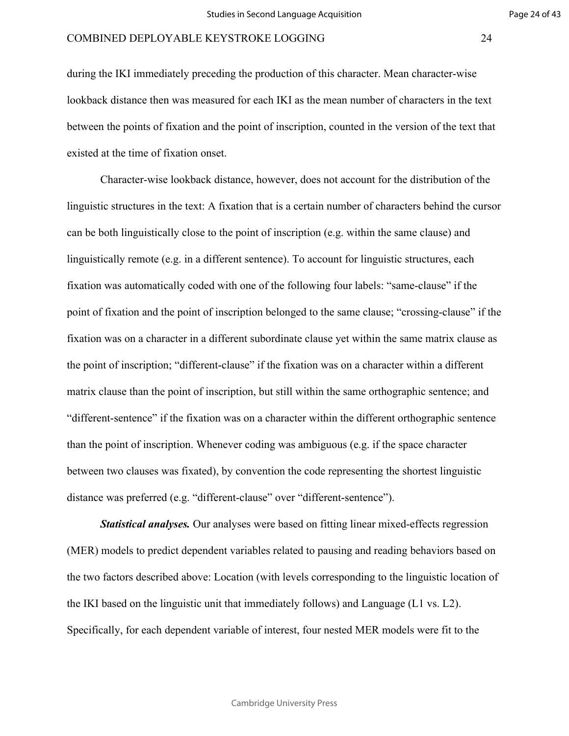during the IKI immediately preceding the production of this character. Mean character-wise lookback distance then was measured for each IKI as the mean number of characters in the text between the points of fixation and the point of inscription, counted in the version of the text that existed at the time of fixation onset.

Character-wise lookback distance, however, does not account for the distribution of the linguistic structures in the text: A fixation that is a certain number of characters behind the cursor can be both linguistically close to the point of inscription (e.g. within the same clause) and linguistically remote (e.g. in a different sentence). To account for linguistic structures, each fixation was automatically coded with one of the following four labels: "same-clause" if the point of fixation and the point of inscription belonged to the same clause; "crossing-clause" if the fixation was on a character in a different subordinate clause yet within the same matrix clause as the point of inscription; "different-clause" if the fixation was on a character within a different matrix clause than the point of inscription, but still within the same orthographic sentence; and "different-sentence" if the fixation was on a character within the different orthographic sentence than the point of inscription. Whenever coding was ambiguous (e.g. if the space character between two clauses was fixated), by convention the code representing the shortest linguistic distance was preferred (e.g. "different-clause" over "different-sentence").

***Statistical analyses.*** Our analyses were based on fitting linear mixed-effects regression (MER) models to predict dependent variables related to pausing and reading behaviors based on the two factors described above: Location (with levels corresponding to the linguistic location of the IKI based on the linguistic unit that immediately follows) and Language (L1 vs. L2). Specifically, for each dependent variable of interest, four nested MER models were fit to the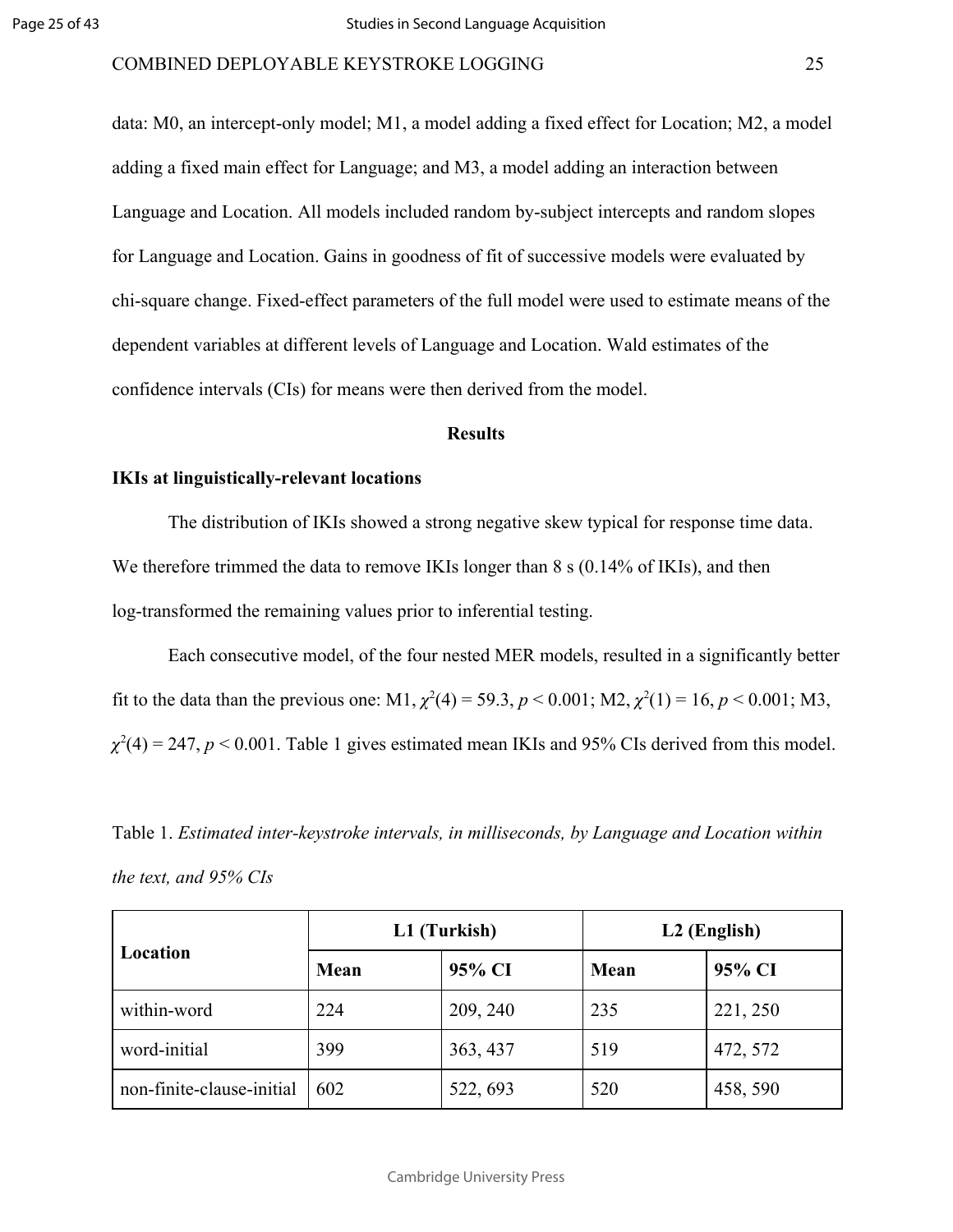data: M0, an intercept-only model; M1, a model adding a fixed effect for Location; M2, a model adding a fixed main effect for Language; and M3, a model adding an interaction between Language and Location. All models included random by-subject intercepts and random slopes for Language and Location. Gains in goodness of fit of successive models were evaluated by chi-square change. Fixed-effect parameters of the full model were used to estimate means of the dependent variables at different levels of Language and Location. Wald estimates of the confidence intervals (CIs) for means were then derived from the model.

## Results

### IKIs at linguistically-relevant locations

The distribution of IKIs showed a strong negative skew typical for response time data. We therefore trimmed the data to remove IKIs longer than 8 s (0.14% of IKIs), and then log-transformed the remaining values prior to inferential testing.

Each consecutive model, of the four nested MER models, resulted in a significantly better fit to the data than the previous one: M1, $\chi^2(4) = 59.3$, $p < 0.001$; M2, $\chi^2(1) = 16$, $p < 0.001$; M3, $\chi^2(4) = 247$, $p < 0.001$. Table 1 gives estimated mean IKIs and 95% CIs derived from this model.

Table 1. *Estimated inter-keystroke intervals, in milliseconds, by Language and Location within the text, and 95% CIs*

| Location | L1 (Turkish) | | L2 (English) | |
|---|---|---|---|---|
| | Mean | 95% CI | Mean | 95% CI |
| within-word | 224 | 209, 240 | 235 | 221, 250 |
| word-initial | 399 | 363, 437 | 519 | 472, 572 |
| non-finite-clause-initial | 602 | 522, 693 | 520 | 458, 590 |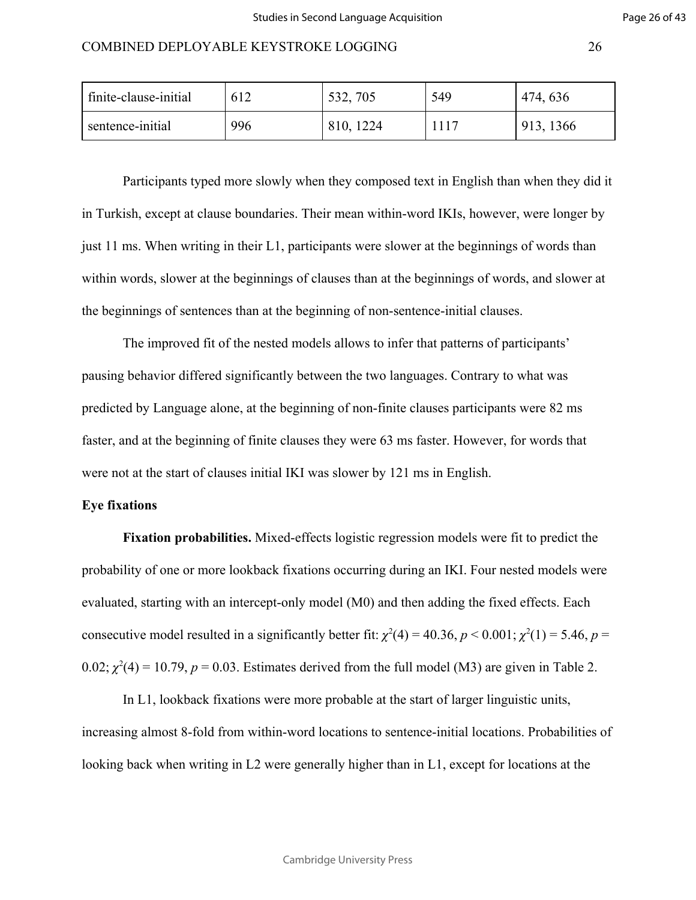| finite-clause-initial | 612 | 532, 705 | 549 | 474, 636 |
|---|---|---|---|---|
| sentence-initial | 996 | 810, 1224 | 1117 | 913, 1366 |

Participants typed more slowly when they composed text in English than when they did it in Turkish, except at clause boundaries. Their mean within-word IKIs, however, were longer by just 11 ms. When writing in their L1, participants were slower at the beginnings of words than within words, slower at the beginnings of clauses than at the beginnings of words, and slower at the beginnings of sentences than at the beginning of non-sentence-initial clauses.

The improved fit of the nested models allows to infer that patterns of participants' pausing behavior differed significantly between the two languages. Contrary to what was predicted by Language alone, at the beginning of non-finite clauses participants were 82 ms faster, and at the beginning of finite clauses they were 63 ms faster. However, for words that were not at the start of clauses initial IKI was slower by 121 ms in English.

**Eye fixations**

**Fixation probabilities.** Mixed-effects logistic regression models were fit to predict the probability of one or more lookback fixations occurring during an IKI. Four nested models were evaluated, starting with an intercept-only model (M0) and then adding the fixed effects. Each consecutive model resulted in a significantly better fit: $\chi^2(4) = 40.36$, $p < 0.001$; $\chi^2(1) = 5.46$, $p = 0.02$; $\chi^2(4) = 10.79$, $p = 0.03$. Estimates derived from the full model (M3) are given in Table 2.

In L1, lookback fixations were more probable at the start of larger linguistic units, increasing almost 8-fold from within-word locations to sentence-initial locations. Probabilities of looking back when writing in L2 were generally higher than in L1, except for locations at the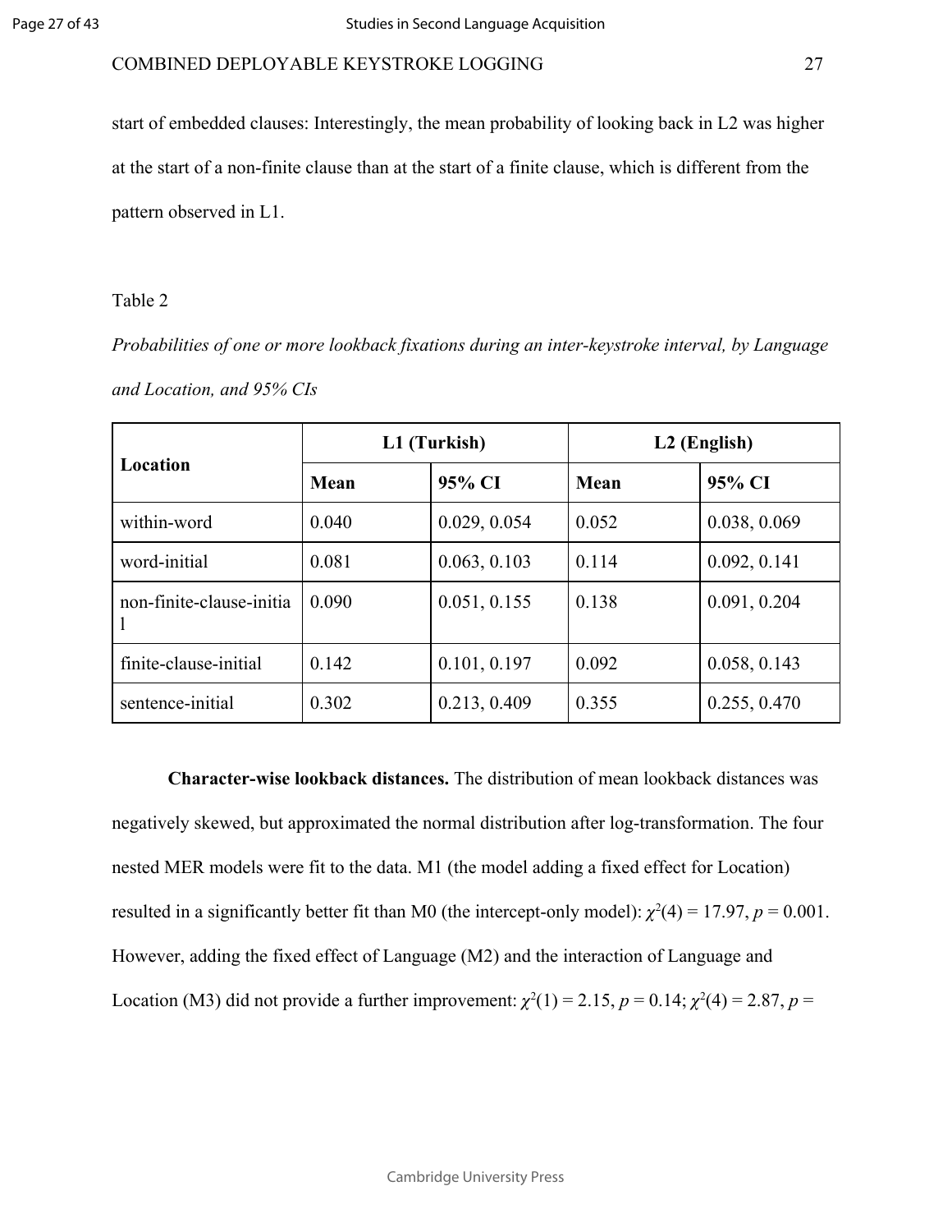start of embedded clauses: Interestingly, the mean probability of looking back in L2 was higher at the start of a non-finite clause than at the start of a finite clause, which is different from the pattern observed in L1.

Table 2

*Probabilities of one or more lookback fixations during an inter-keystroke interval, by Language and Location, and 95% CIs*

| Location | L1 (Turkish) | | L2 (English) | |
|---|---|---|---|---|
| | **Mean** | **95% CI** | **Mean** | **95% CI** |
| within-word | 0.040 | 0.029, 0.054 | 0.052 | 0.038, 0.069 |
| word-initial | 0.081 | 0.063, 0.103 | 0.114 | 0.092, 0.141 |
| non-finite-clause-initial | 0.090 | 0.051, 0.155 | 0.138 | 0.091, 0.204 |
| finite-clause-initial | 0.142 | 0.101, 0.197 | 0.092 | 0.058, 0.143 |
| sentence-initial | 0.302 | 0.213, 0.409 | 0.355 | 0.255, 0.470 |

**Character-wise lookback distances.** The distribution of mean lookback distances was negatively skewed, but approximated the normal distribution after log-transformation. The four nested MER models were fit to the data. M1 (the model adding a fixed effect for Location) resulted in a significantly better fit than M0 (the intercept-only model): $\chi^2(4) = 17.97$, $p = 0.001$. However, adding the fixed effect of Language (M2) and the interaction of Language and Location (M3) did not provide a further improvement: $\chi^2(1) = 2.15$, $p = 0.14$; $\chi^2(4) = 2.87$, $p =$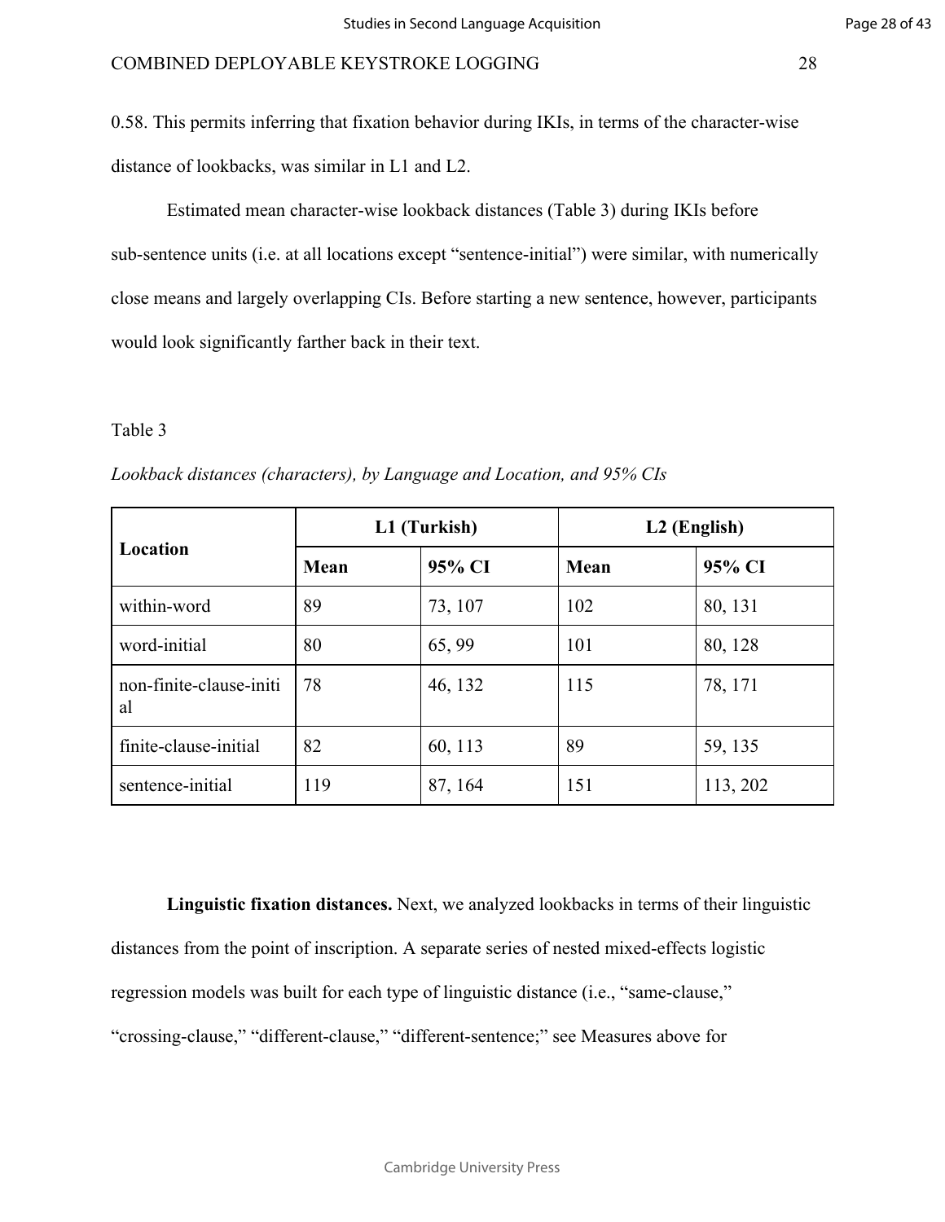0.58. This permits inferring that fixation behavior during IKIs, in terms of the character-wise distance of lookbacks, was similar in L1 and L2.

Estimated mean character-wise lookback distances (Table 3) during IKIs before sub-sentence units (i.e. at all locations except “sentence-initial”) were similar, with numerically close means and largely overlapping CIs. Before starting a new sentence, however, participants would look significantly farther back in their text.

Table 3

*Lookback distances (characters), by Language and Location, and 95% CIs*

| Location | L1 (Turkish) | | L2 (English) | |
|---|---|---|---|---|
| | **Mean** | **95% CI** | **Mean** | **95% CI** |
| within-word | 89 | 73, 107 | 102 | 80, 131 |
| word-initial | 80 | 65, 99 | 101 | 80, 128 |
| non-finite-clause-initial | 78 | 46, 132 | 115 | 78, 171 |
| finite-clause-initial | 82 | 60, 113 | 89 | 59, 135 |
| sentence-initial | 119 | 87, 164 | 151 | 113, 202 |

**Linguistic fixation distances.** Next, we analyzed lookbacks in terms of their linguistic distances from the point of inscription. A separate series of nested mixed-effects logistic regression models was built for each type of linguistic distance (i.e., “same-clause,” “crossing-clause,” “different-clause,” “different-sentence;” see Measures above for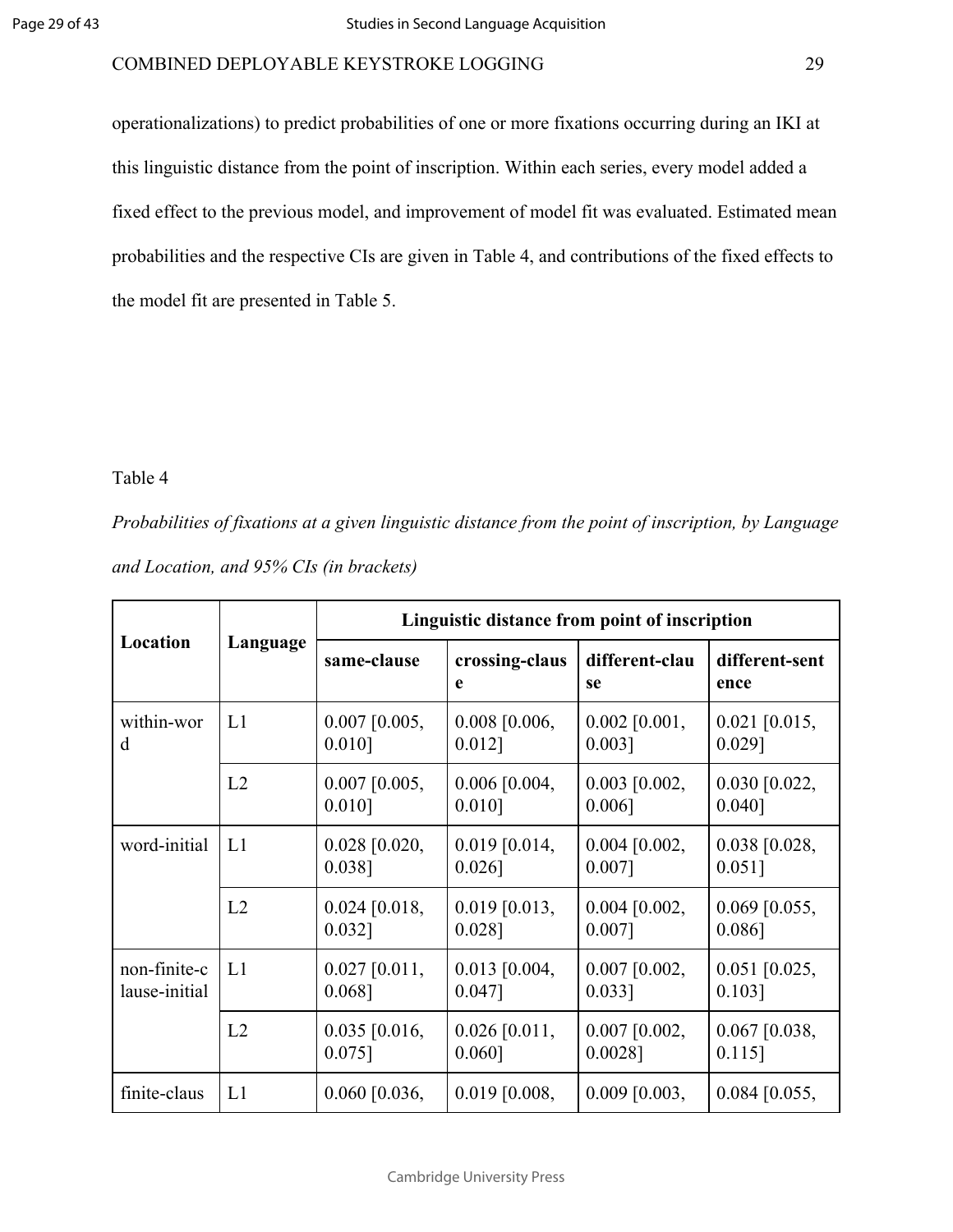operationalizations) to predict probabilities of one or more fixations occurring during an IKI at this linguistic distance from the point of inscription. Within each series, every model added a fixed effect to the previous model, and improvement of model fit was evaluated. Estimated mean probabilities and the respective CIs are given in Table 4, and contributions of the fixed effects to the model fit are presented in Table 5.

Table 4

*Probabilities of fixations at a given linguistic distance from the point of inscription, by Language and Location, and 95% CIs (in brackets)*

| Location | Language | Linguistic distance from point of inscription | | | |
|---|---|---|---|---|---|
| | | **same-clause** | **crossing-clause** | **different-clause** | **different-sentence** |
| within-word | L1 | 0.007 [0.005, 0.010] | 0.008 [0.006, 0.012] | 0.002 [0.001, 0.003] | 0.021 [0.015, 0.029] |
| | L2 | 0.007 [0.005, 0.010] | 0.006 [0.004, 0.010] | 0.003 [0.002, 0.006] | 0.030 [0.022, 0.040] |
| word-initial | L1 | 0.028 [0.020, 0.038] | 0.019 [0.014, 0.026] | 0.004 [0.002, 0.007] | 0.038 [0.028, 0.051] |
| | L2 | 0.024 [0.018, 0.032] | 0.019 [0.013, 0.028] | 0.004 [0.002, 0.007] | 0.069 [0.055, 0.086] |
| non-finite-clause-initial | L1 | 0.027 [0.011, 0.068] | 0.013 [0.004, 0.047] | 0.007 [0.002, 0.033] | 0.051 [0.025, 0.103] |
| | L2 | 0.035 [0.016, 0.075] | 0.026 [0.011, 0.060] | 0.007 [0.002, 0.0028] | 0.067 [0.038, 0.115] |
| finite-claus | L1 | 0.060 [0.036, | 0.019 [0.008, | 0.009 [0.003, | 0.084 [0.055, |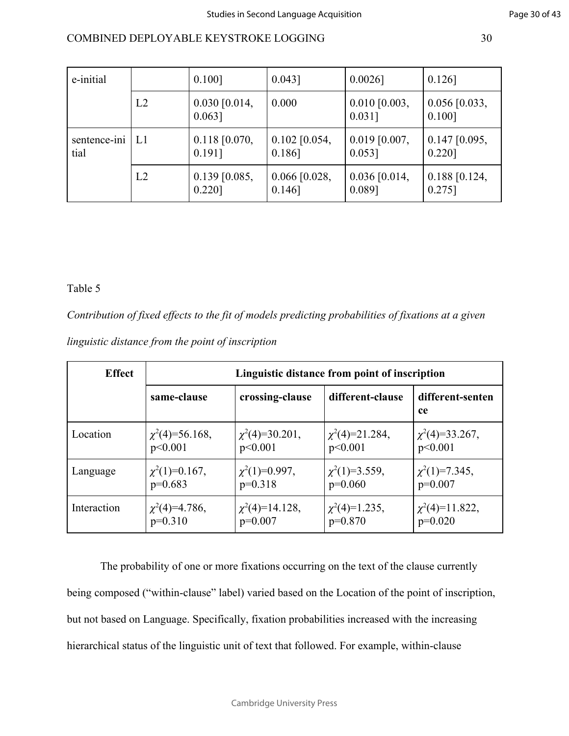| e-initial | | 0.100] | 0.043] | 0.0026] | 0.126] |
|---|---|---|---|---|---|
| | L2 | 0.030 [0.014, 0.063] | 0.000 | 0.010 [0.003, 0.031] | 0.056 [0.033, 0.100] |
| sentence-initial | L1 | 0.118 [0.070, 0.191] | 0.102 [0.054, 0.186] | 0.019 [0.007, 0.053] | 0.147 [0.095, 0.220] |
| | L2 | 0.139 [0.085, 0.220] | 0.066 [0.028, 0.146] | 0.036 [0.014, 0.089] | 0.188 [0.124, 0.275] |

Table 5

*Contribution of fixed effects to the fit of models predicting probabilities of fixations at a given linguistic distance from the point of inscription*

| **Effect** | **Linguistic distance from point of inscription** | | | |
|---|---|---|---|---|
| | **same-clause** | **crossing-clause** | **different-clause** | **different-sentence** |
| Location | $\chi^2(4)=56.168$, $p<0.001$ | $\chi^2(4)=30.201$, $p<0.001$ | $\chi^2(4)=21.284$, $p<0.001$ | $\chi^2(4)=33.267$, $p<0.001$ |
| Language | $\chi^2(1)=0.167$, $p=0.683$ | $\chi^2(1)=0.997$, $p=0.318$ | $\chi^2(1)=3.559$, $p=0.060$ | $\chi^2(1)=7.345$, $p=0.007$ |
| Interaction | $\chi^2(4)=4.786$, $p=0.310$ | $\chi^2(4)=14.128$, $p=0.007$ | $\chi^2(4)=1.235$, $p=0.870$ | $\chi^2(4)=11.822$, $p=0.020$ |

The probability of one or more fixations occurring on the text of the clause currently being composed ("within-clause" label) varied based on the Location of the point of inscription, but not based on Language. Specifically, fixation probabilities increased with the increasing hierarchical status of the linguistic unit of text that followed. For example, within-clause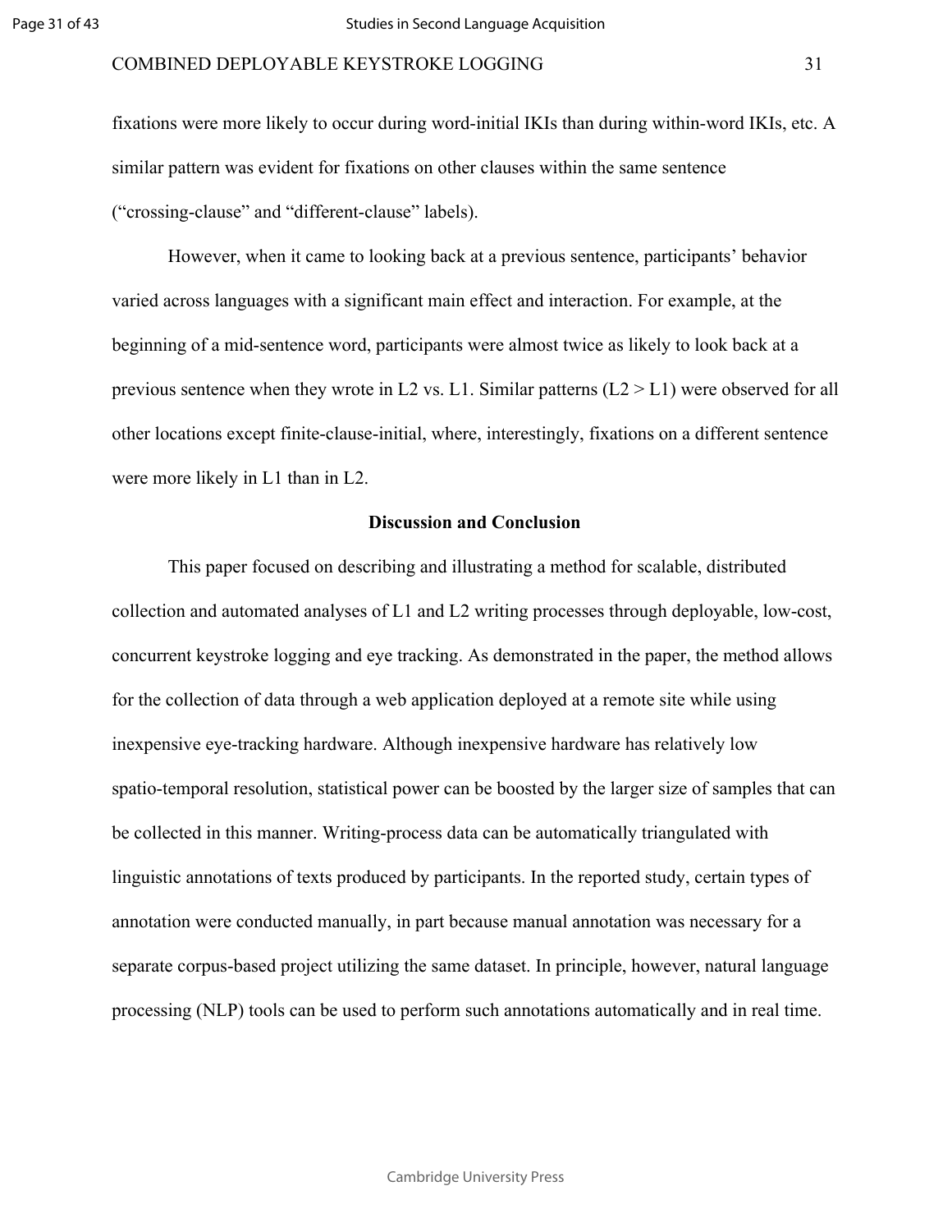fixations were more likely to occur during word-initial IKIs than during within-word IKIs, etc. A similar pattern was evident for fixations on other clauses within the same sentence ("crossing-clause" and "different-clause" labels).

However, when it came to looking back at a previous sentence, participants' behavior varied across languages with a significant main effect and interaction. For example, at the beginning of a mid-sentence word, participants were almost twice as likely to look back at a previous sentence when they wrote in L2 vs. L1. Similar patterns (L2 > L1) were observed for all other locations except finite-clause-initial, where, interestingly, fixations on a different sentence were more likely in L1 than in L2.

## Discussion and Conclusion

This paper focused on describing and illustrating a method for scalable, distributed collection and automated analyses of L1 and L2 writing processes through deployable, low-cost, concurrent keystroke logging and eye tracking. As demonstrated in the paper, the method allows for the collection of data through a web application deployed at a remote site while using inexpensive eye-tracking hardware. Although inexpensive hardware has relatively low spatio-temporal resolution, statistical power can be boosted by the larger size of samples that can be collected in this manner. Writing-process data can be automatically triangulated with linguistic annotations of texts produced by participants. In the reported study, certain types of annotation were conducted manually, in part because manual annotation was necessary for a separate corpus-based project utilizing the same dataset. In principle, however, natural language processing (NLP) tools can be used to perform such annotations automatically and in real time.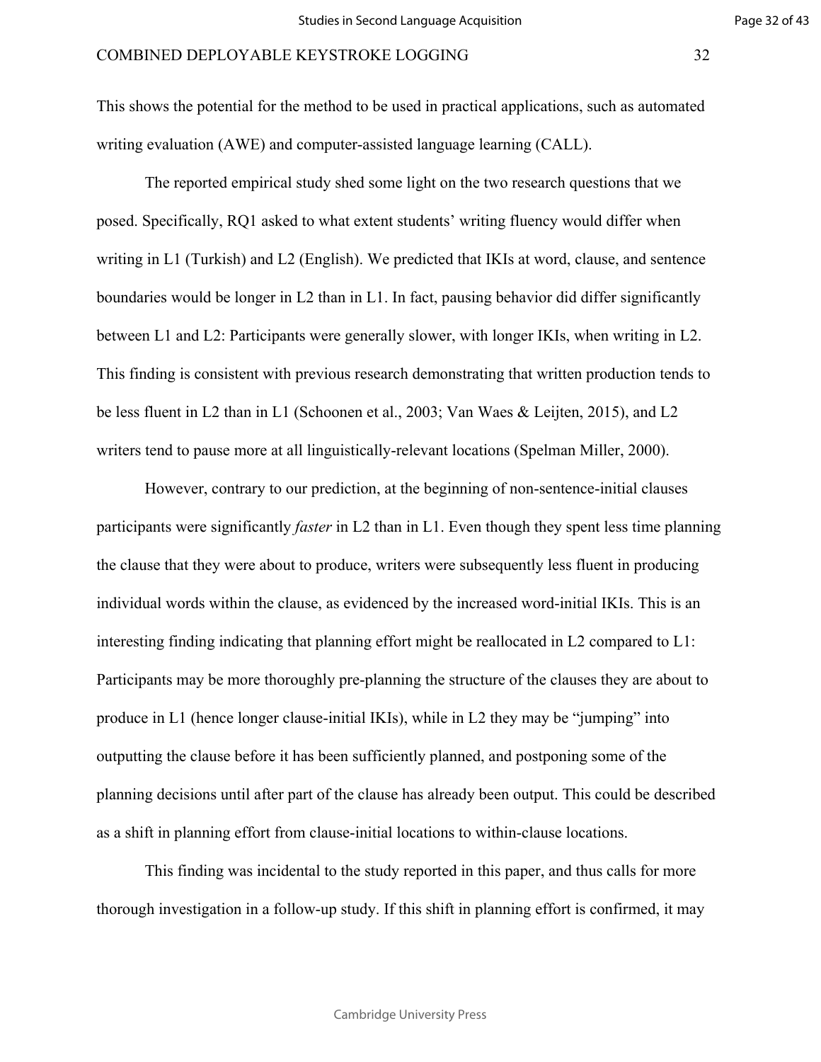This shows the potential for the method to be used in practical applications, such as automated writing evaluation (AWE) and computer-assisted language learning (CALL).

The reported empirical study shed some light on the two research questions that we posed. Specifically, RQ1 asked to what extent students' writing fluency would differ when writing in L1 (Turkish) and L2 (English). We predicted that IKIs at word, clause, and sentence boundaries would be longer in L2 than in L1. In fact, pausing behavior did differ significantly between L1 and L2: Participants were generally slower, with longer IKIs, when writing in L2. This finding is consistent with previous research demonstrating that written production tends to be less fluent in L2 than in L1 (Schoonen et al., 2003; Van Waes & Leijten, 2015), and L2 writers tend to pause more at all linguistically-relevant locations (Spelman Miller, 2000).

However, contrary to our prediction, at the beginning of non-sentence-initial clauses participants were significantly *faster* in L2 than in L1. Even though they spent less time planning the clause that they were about to produce, writers were subsequently less fluent in producing individual words within the clause, as evidenced by the increased word-initial IKIs. This is an interesting finding indicating that planning effort might be reallocated in L2 compared to L1: Participants may be more thoroughly pre-planning the structure of the clauses they are about to produce in L1 (hence longer clause-initial IKIs), while in L2 they may be "jumping" into outputting the clause before it has been sufficiently planned, and postponing some of the planning decisions until after part of the clause has already been output. This could be described as a shift in planning effort from clause-initial locations to within-clause locations.

This finding was incidental to the study reported in this paper, and thus calls for more thorough investigation in a follow-up study. If this shift in planning effort is confirmed, it may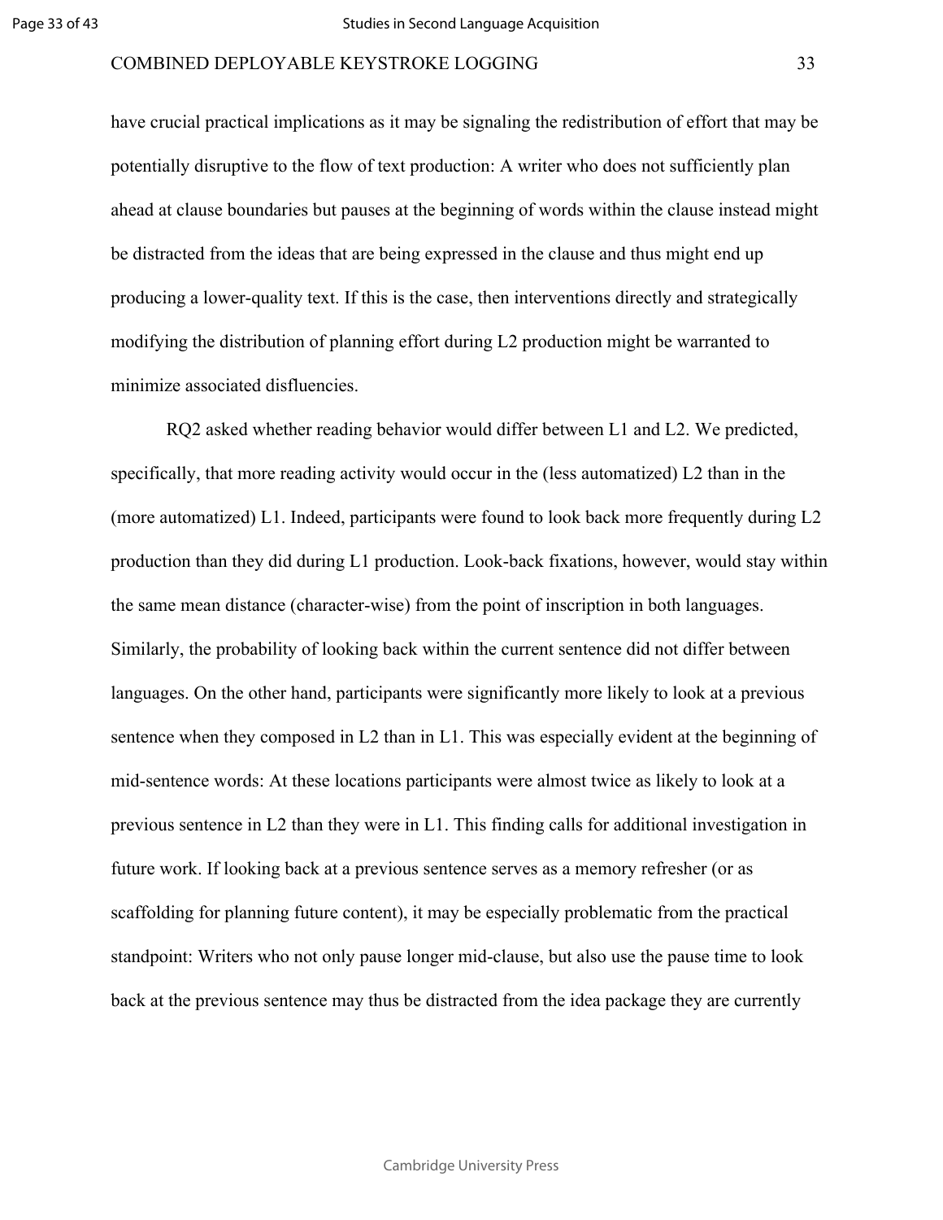have crucial practical implications as it may be signaling the redistribution of effort that may be potentially disruptive to the flow of text production: A writer who does not sufficiently plan ahead at clause boundaries but pauses at the beginning of words within the clause instead might be distracted from the ideas that are being expressed in the clause and thus might end up producing a lower-quality text. If this is the case, then interventions directly and strategically modifying the distribution of planning effort during L2 production might be warranted to minimize associated disfluencies.

RQ2 asked whether reading behavior would differ between L1 and L2. We predicted, specifically, that more reading activity would occur in the (less automatized) L2 than in the (more automatized) L1. Indeed, participants were found to look back more frequently during L2 production than they did during L1 production. Look-back fixations, however, would stay within the same mean distance (character-wise) from the point of inscription in both languages. Similarly, the probability of looking back within the current sentence did not differ between languages. On the other hand, participants were significantly more likely to look at a previous sentence when they composed in L2 than in L1. This was especially evident at the beginning of mid-sentence words: At these locations participants were almost twice as likely to look at a previous sentence in L2 than they were in L1. This finding calls for additional investigation in future work. If looking back at a previous sentence serves as a memory refresher (or as scaffolding for planning future content), it may be especially problematic from the practical standpoint: Writers who not only pause longer mid-clause, but also use the pause time to look back at the previous sentence may thus be distracted from the idea package they are currently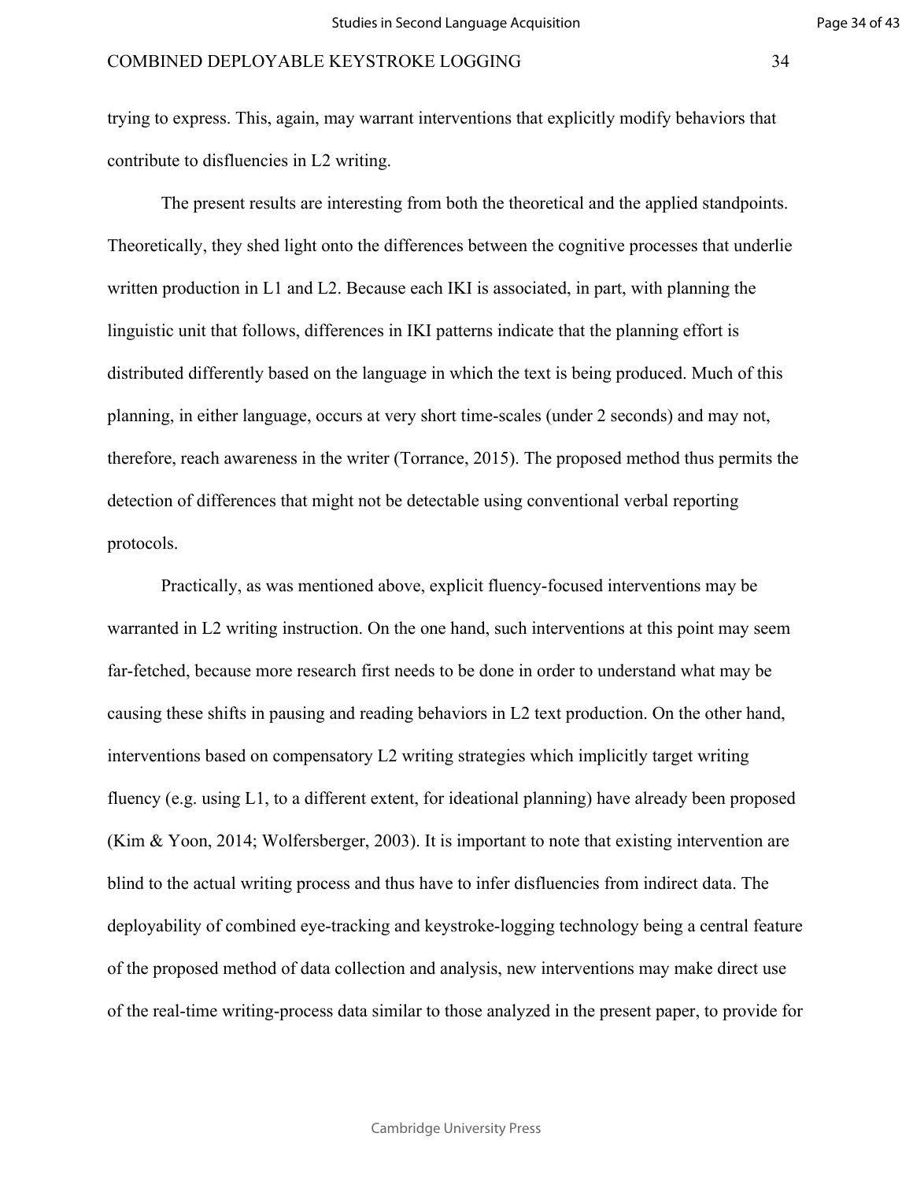trying to express. This, again, may warrant interventions that explicitly modify behaviors that contribute to disfluencies in L2 writing.

The present results are interesting from both the theoretical and the applied standpoints. Theoretically, they shed light onto the differences between the cognitive processes that underlie written production in L1 and L2. Because each IKI is associated, in part, with planning the linguistic unit that follows, differences in IKI patterns indicate that the planning effort is distributed differently based on the language in which the text is being produced. Much of this planning, in either language, occurs at very short time-scales (under 2 seconds) and may not, therefore, reach awareness in the writer (Torrance, 2015). The proposed method thus permits the detection of differences that might not be detectable using conventional verbal reporting protocols.

Practically, as was mentioned above, explicit fluency-focused interventions may be warranted in L2 writing instruction. On the one hand, such interventions at this point may seem far-fetched, because more research first needs to be done in order to understand what may be causing these shifts in pausing and reading behaviors in L2 text production. On the other hand, interventions based on compensatory L2 writing strategies which implicitly target writing fluency (e.g. using L1, to a different extent, for ideational planning) have already been proposed (Kim & Yoon, 2014; Wolfersberger, 2003). It is important to note that existing intervention are blind to the actual writing process and thus have to infer disfluencies from indirect data. The deployability of combined eye-tracking and keystroke-logging technology being a central feature of the proposed method of data collection and analysis, new interventions may make direct use of the real-time writing-process data similar to those analyzed in the present paper, to provide for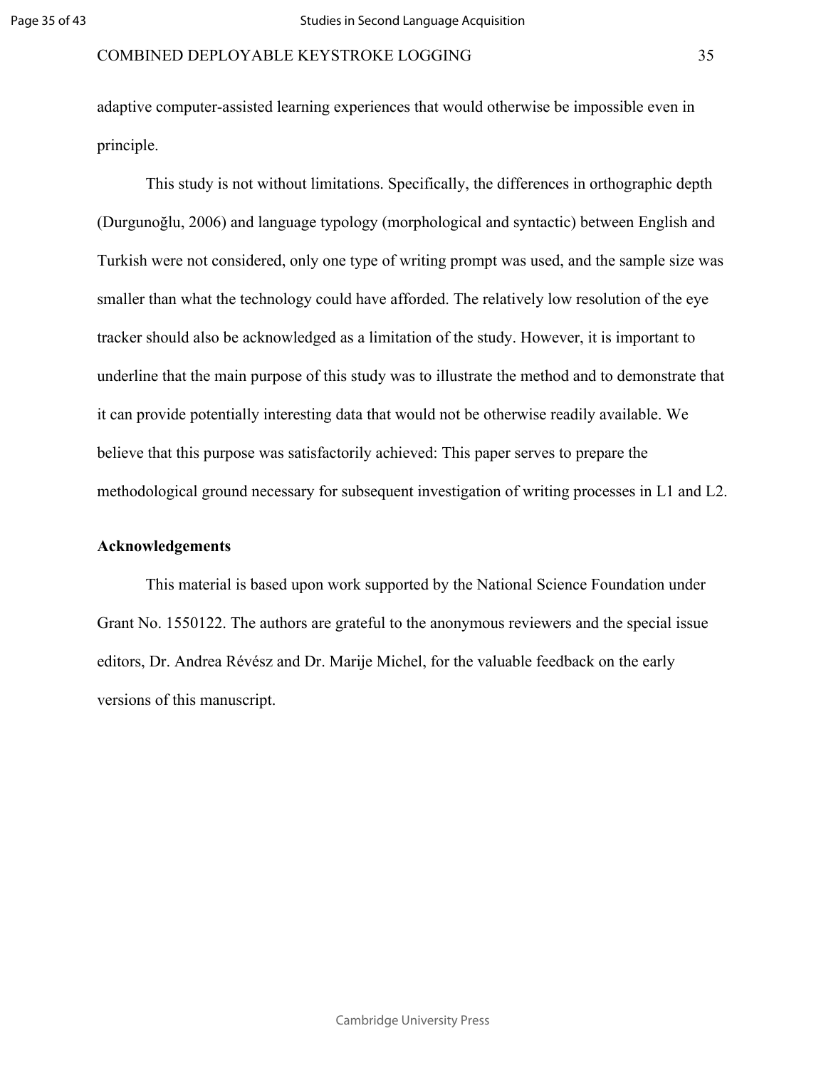adaptive computer-assisted learning experiences that would otherwise be impossible even in principle.

This study is not without limitations. Specifically, the differences in orthographic depth (Durgunoğlu, 2006) and language typology (morphological and syntactic) between English and Turkish were not considered, only one type of writing prompt was used, and the sample size was smaller than what the technology could have afforded. The relatively low resolution of the eye tracker should also be acknowledged as a limitation of the study. However, it is important to underline that the main purpose of this study was to illustrate the method and to demonstrate that it can provide potentially interesting data that would not be otherwise readily available. We believe that this purpose was satisfactorily achieved: This paper serves to prepare the methodological ground necessary for subsequent investigation of writing processes in L1 and L2.

**Acknowledgements**

This material is based upon work supported by the National Science Foundation under Grant No. 1550122. The authors are grateful to the anonymous reviewers and the special issue editors, Dr. Andrea Révész and Dr. Marije Michel, for the valuable feedback on the early versions of this manuscript.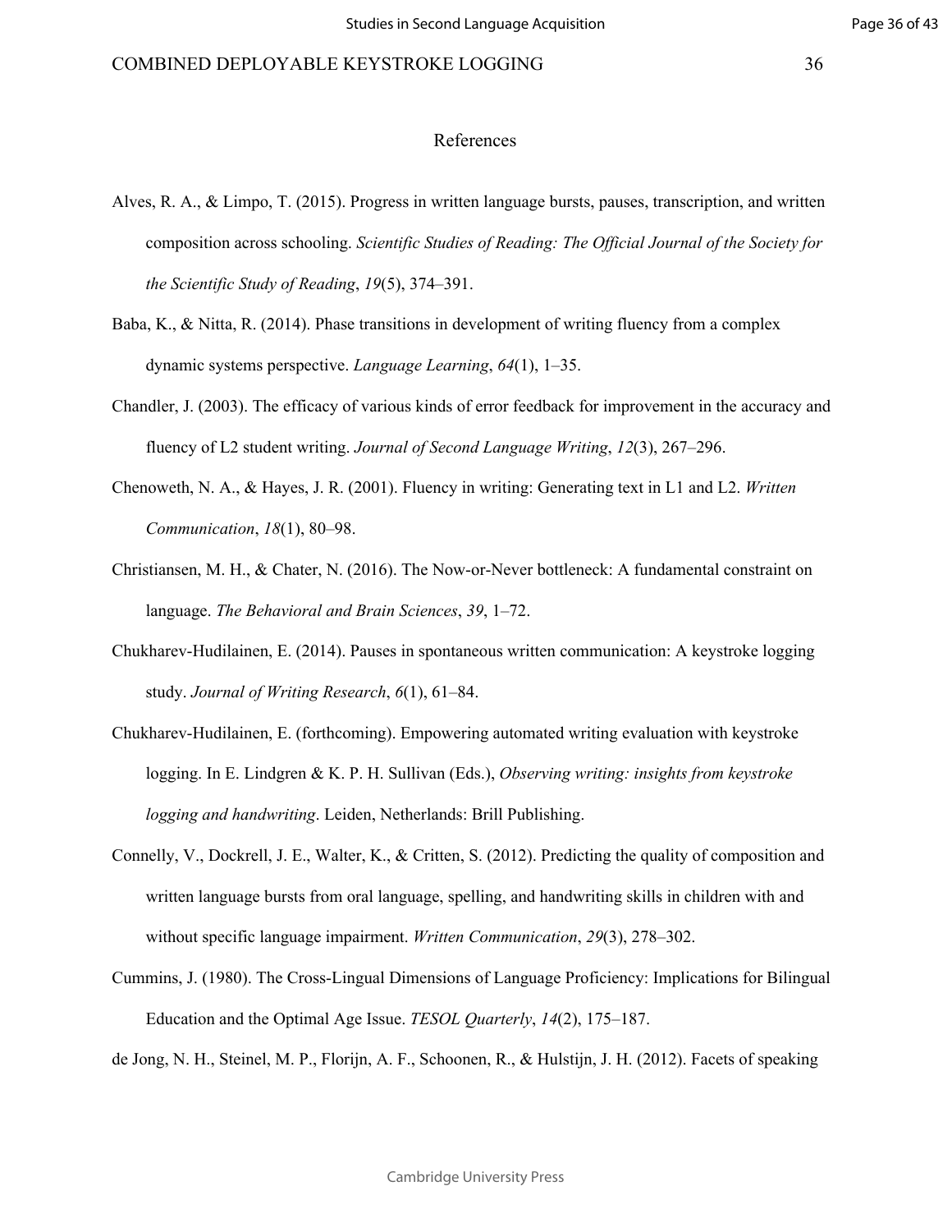# References

Alves, R. A., & Limpo, T. (2015). Progress in written language bursts, pauses, transcription, and written composition across schooling. *Scientific Studies of Reading: The Official Journal of the Society for the Scientific Study of Reading*, *19*(5), 374–391.

Baba, K., & Nitta, R. (2014). Phase transitions in development of writing fluency from a complex dynamic systems perspective. *Language Learning*, *64*(1), 1–35.

Chandler, J. (2003). The efficacy of various kinds of error feedback for improvement in the accuracy and fluency of L2 student writing. *Journal of Second Language Writing*, *12*(3), 267–296.

Chenoweth, N. A., & Hayes, J. R. (2001). Fluency in writing: Generating text in L1 and L2. *Written Communication*, *18*(1), 80–98.

Christiansen, M. H., & Chater, N. (2016). The Now-or-Never bottleneck: A fundamental constraint on language. *The Behavioral and Brain Sciences*, *39*, 1–72.

Chukharev-Hudilainen, E. (2014). Pauses in spontaneous written communication: A keystroke logging study. *Journal of Writing Research*, *6*(1), 61–84.

Chukharev-Hudilainen, E. (forthcoming). Empowering automated writing evaluation with keystroke logging. In E. Lindgren & K. P. H. Sullivan (Eds.), *Observing writing: insights from keystroke logging and handwriting*. Leiden, Netherlands: Brill Publishing.

Connelly, V., Dockrell, J. E., Walter, K., & Critten, S. (2012). Predicting the quality of composition and written language bursts from oral language, spelling, and handwriting skills in children with and without specific language impairment. *Written Communication*, *29*(3), 278–302.

Cummins, J. (1980). The Cross-Lingual Dimensions of Language Proficiency: Implications for Bilingual Education and the Optimal Age Issue. *TESOL Quarterly*, *14*(2), 175–187.

de Jong, N. H., Steinel, M. P., Florijn, A. F., Schoonen, R., & Hulstijn, J. H. (2012). Facets of speaking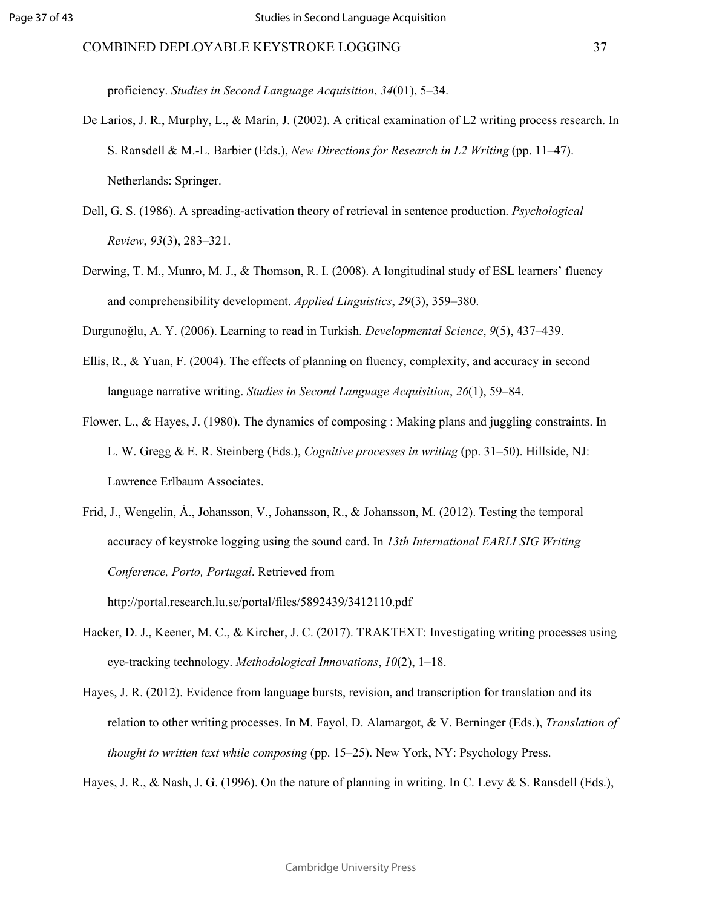proficiency. *Studies in Second Language Acquisition*, *34*(01), 5–34.

De Larios, J. R., Murphy, L., & Marín, J. (2002). A critical examination of L2 writing process research. In S. Ransdell & M.-L. Barbier (Eds.), *New Directions for Research in L2 Writing* (pp. 11–47). Netherlands: Springer.

Dell, G. S. (1986). A spreading-activation theory of retrieval in sentence production. *Psychological Review*, *93*(3), 283–321.

Derwing, T. M., Munro, M. J., & Thomson, R. I. (2008). A longitudinal study of ESL learners' fluency and comprehensibility development. *Applied Linguistics*, *29*(3), 359–380.

Durgunoğlu, A. Y. (2006). Learning to read in Turkish. *Developmental Science*, *9*(5), 437–439.

Ellis, R., & Yuan, F. (2004). The effects of planning on fluency, complexity, and accuracy in second language narrative writing. *Studies in Second Language Acquisition*, *26*(1), 59–84.

Flower, L., & Hayes, J. (1980). The dynamics of composing : Making plans and juggling constraints. In L. W. Gregg & E. R. Steinberg (Eds.), *Cognitive processes in writing* (pp. 31–50). Hillside, NJ: Lawrence Erlbaum Associates.

Frid, J., Wengelin, Å., Johansson, V., Johansson, R., & Johansson, M. (2012). Testing the temporal accuracy of keystroke logging using the sound card. In *13th International EARLI SIG Writing Conference, Porto, Portugal*. Retrieved from http://portal.research.lu.se/portal/files/5892439/3412110.pdf

Hacker, D. J., Keener, M. C., & Kircher, J. C. (2017). TRAKTEXT: Investigating writing processes using eye-tracking technology. *Methodological Innovations*, *10*(2), 1–18.

Hayes, J. R. (2012). Evidence from language bursts, revision, and transcription for translation and its relation to other writing processes. In M. Fayol, D. Alamargot, & V. Berninger (Eds.), *Translation of thought to written text while composing* (pp. 15–25). New York, NY: Psychology Press.

Hayes, J. R., & Nash, J. G. (1996). On the nature of planning in writing. In C. Levy & S. Ransdell (Eds.),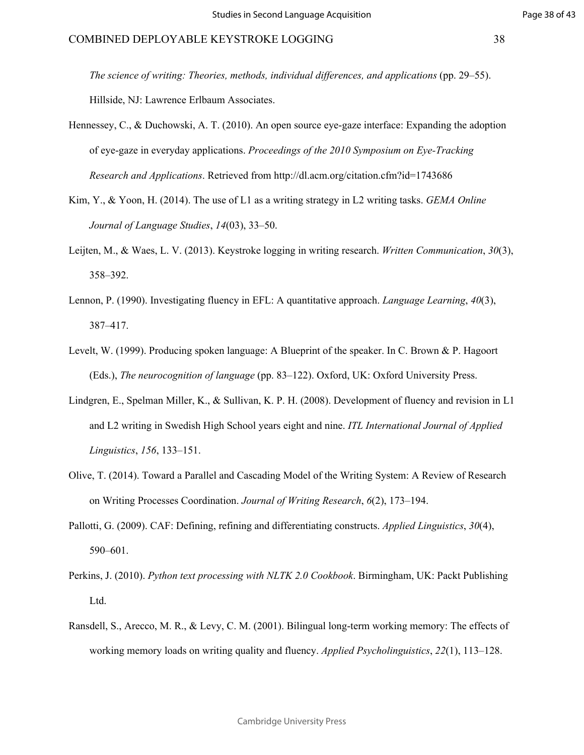*The science of writing: Theories, methods, individual differences, and applications* (pp. 29–55). Hillside, NJ: Lawrence Erlbaum Associates.

Hennessey, C., & Duchowski, A. T. (2010). An open source eye-gaze interface: Expanding the adoption of eye-gaze in everyday applications. *Proceedings of the 2010 Symposium on Eye-Tracking Research and Applications*. Retrieved from http://dl.acm.org/citation.cfm?id=1743686

Kim, Y., & Yoon, H. (2014). The use of L1 as a writing strategy in L2 writing tasks. *GEMA Online Journal of Language Studies*, *14*(03), 33–50.

Leijten, M., & Waes, L. V. (2013). Keystroke logging in writing research. *Written Communication*, *30*(3), 358–392.

Lennon, P. (1990). Investigating fluency in EFL: A quantitative approach. *Language Learning*, *40*(3), 387–417.

Levelt, W. (1999). Producing spoken language: A Blueprint of the speaker. In C. Brown & P. Hagoort (Eds.), *The neurocognition of language* (pp. 83–122). Oxford, UK: Oxford University Press.

Lindgren, E., Spelman Miller, K., & Sullivan, K. P. H. (2008). Development of fluency and revision in L1 and L2 writing in Swedish High School years eight and nine. *ITL International Journal of Applied Linguistics*, *156*, 133–151.

Olive, T. (2014). Toward a Parallel and Cascading Model of the Writing System: A Review of Research on Writing Processes Coordination. *Journal of Writing Research*, *6*(2), 173–194.

Pallotti, G. (2009). CAF: Defining, refining and differentiating constructs. *Applied Linguistics*, *30*(4), 590–601.

Perkins, J. (2010). *Python text processing with NLTK 2.0 Cookbook*. Birmingham, UK: Packt Publishing Ltd.

Ransdell, S., Arecco, M. R., & Levy, C. M. (2001). Bilingual long-term working memory: The effects of working memory loads on writing quality and fluency. *Applied Psycholinguistics*, *22*(1), 113–128.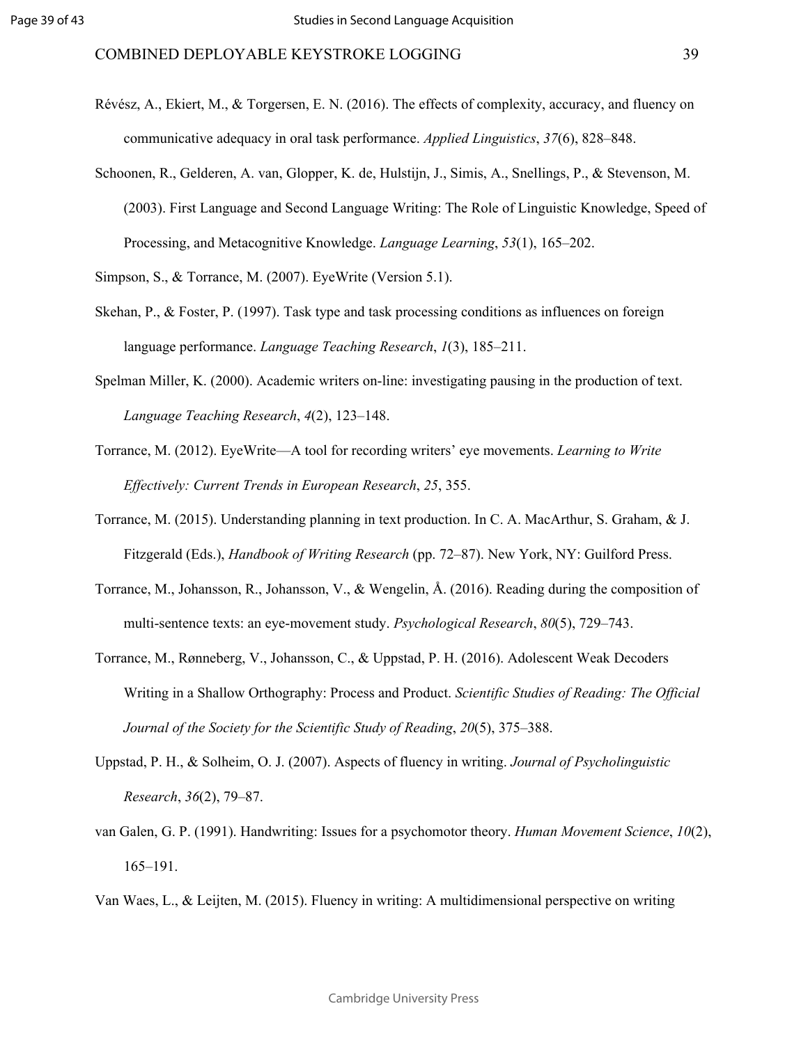Révész, A., Ekiert, M., & Torgersen, E. N. (2016). The effects of complexity, accuracy, and fluency on communicative adequacy in oral task performance. *Applied Linguistics*, *37*(6), 828–848.

Schoonen, R., Gelderen, A. van, Glopper, K. de, Hulstijn, J., Simis, A., Snellings, P., & Stevenson, M. (2003). First Language and Second Language Writing: The Role of Linguistic Knowledge, Speed of Processing, and Metacognitive Knowledge. *Language Learning*, *53*(1), 165–202.

Simpson, S., & Torrance, M. (2007). EyeWrite (Version 5.1).

Skehan, P., & Foster, P. (1997). Task type and task processing conditions as influences on foreign language performance. *Language Teaching Research*, *1*(3), 185–211.

Spelman Miller, K. (2000). Academic writers on-line: investigating pausing in the production of text. *Language Teaching Research*, *4*(2), 123–148.

Torrance, M. (2012). EyeWrite—A tool for recording writers' eye movements. *Learning to Write Effectively: Current Trends in European Research*, *25*, 355.

Torrance, M. (2015). Understanding planning in text production. In C. A. MacArthur, S. Graham, & J. Fitzgerald (Eds.), *Handbook of Writing Research* (pp. 72–87). New York, NY: Guilford Press.

Torrance, M., Johansson, R., Johansson, V., & Wengelin, Å. (2016). Reading during the composition of multi-sentence texts: an eye-movement study. *Psychological Research*, *80*(5), 729–743.

Torrance, M., Rønneberg, V., Johansson, C., & Uppstad, P. H. (2016). Adolescent Weak Decoders Writing in a Shallow Orthography: Process and Product. *Scientific Studies of Reading: The Official Journal of the Society for the Scientific Study of Reading*, *20*(5), 375–388.

Uppstad, P. H., & Solheim, O. J. (2007). Aspects of fluency in writing. *Journal of Psycholinguistic Research*, *36*(2), 79–87.

van Galen, G. P. (1991). Handwriting: Issues for a psychomotor theory. *Human Movement Science*, *10*(2), 165–191.

Van Waes, L., & Leijten, M. (2015). Fluency in writing: A multidimensional perspective on writing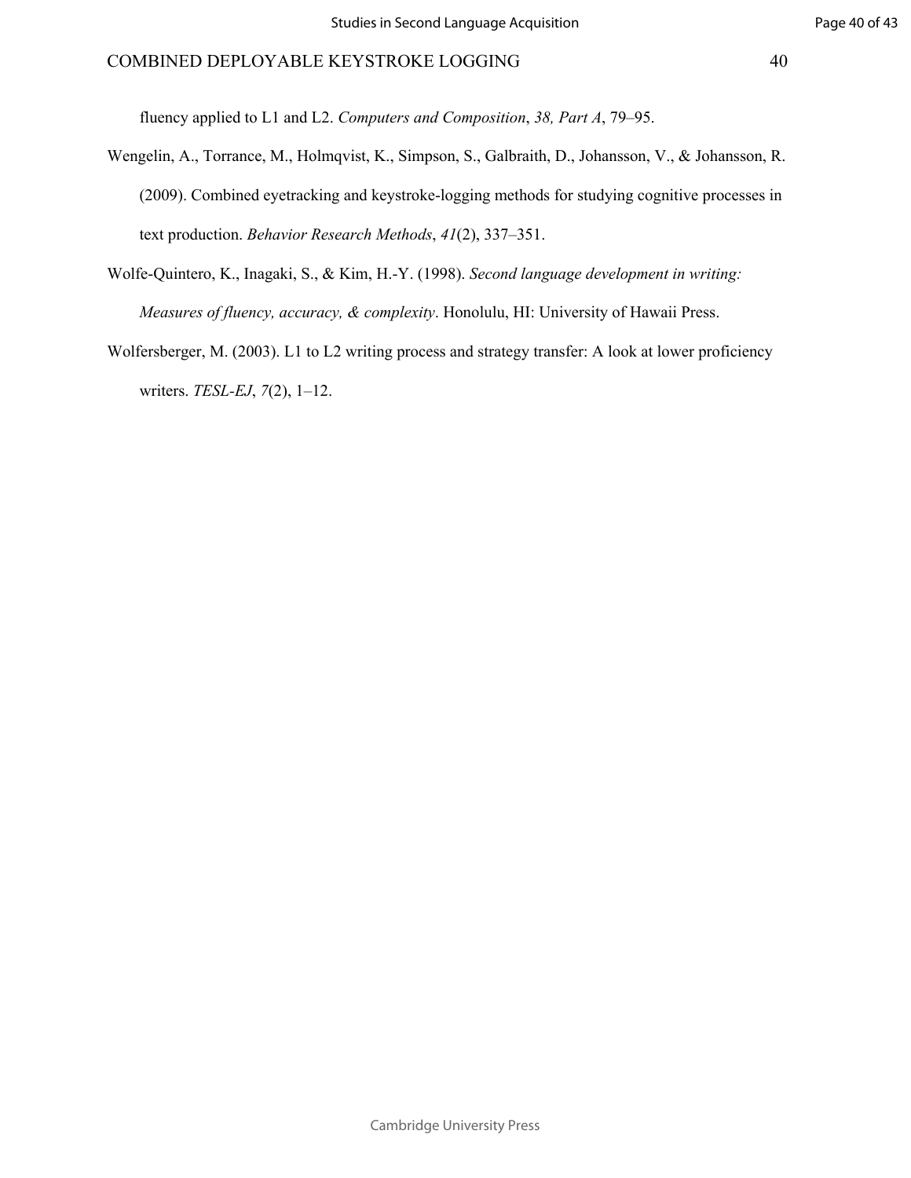fluency applied to L1 and L2. *Computers and Composition*, *38, Part A*, 79–95.

Wengelin, A., Torrance, M., Holmqvist, K., Simpson, S., Galbraith, D., Johansson, V., & Johansson, R. (2009). Combined eyetracking and keystroke-logging methods for studying cognitive processes in text production. *Behavior Research Methods*, *41*(2), 337–351.

Wolfe-Quintero, K., Inagaki, S., & Kim, H.-Y. (1998). *Second language development in writing: Measures of fluency, accuracy, & complexity*. Honolulu, HI: University of Hawaii Press.

Wolfersberger, M. (2003). L1 to L2 writing process and strategy transfer: A look at lower proficiency writers. *TESL-EJ*, *7*(2), 1–12.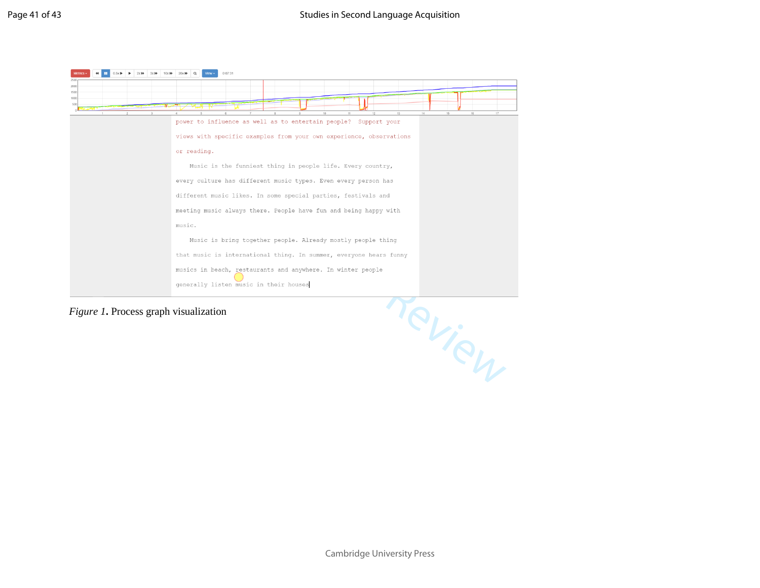*Figure 1***.** Process graph visualization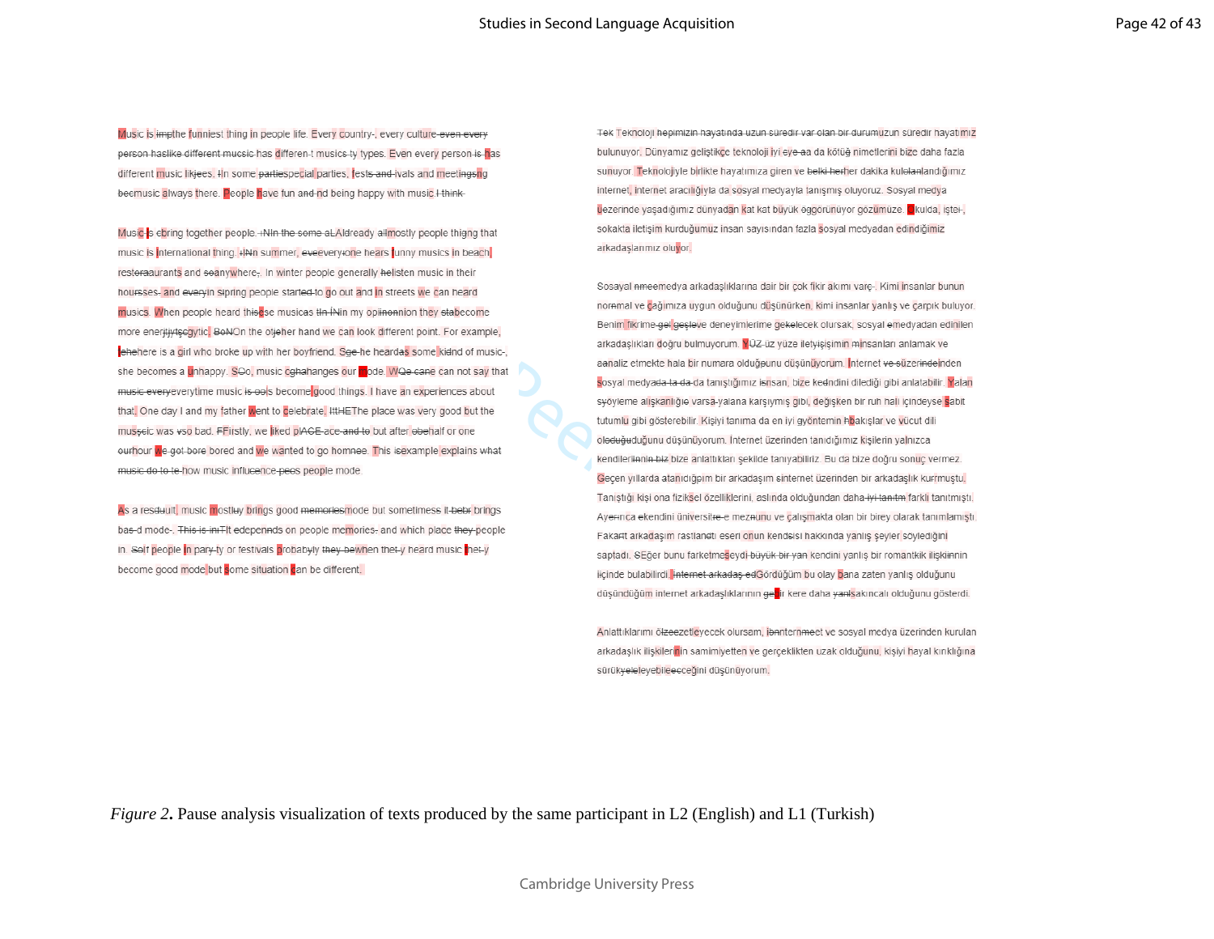Music is impthe funniest thing in people life. Every country-, every culture even every person haslike different mucsic has differen-t musics ty types. Even every person is has different music likees. ItIn some partiespecial parties, fests and ivals and meetingsng beemusic always there. People have fun and nd being happy with music I think

Music is cbring together people. +NIn the some aLAlready allmostly people thigng that music is international thing. +INn summer, eveevery+one hears funny musics in beach restoraaurants and soanywhere-. In winter people generally helisten music in their hoursses- and everyin sipring people started to go out and in streets we can heard musics. When people heard thisese musicas IIn INin my opiinonnion they stabecome more enerjtjytegytic. BoNOn the otjeher hand we can look different point. For example, ehehere is a girl who broke up with her boyfriend. Sge he heardas some kidnd of music-, she becomes a unhappy. SOo, music cghahanges our mode. WQe cane can not say that music everyeverytime music is oo|s become good things. I have an experiences about that. One day I and my father went to celebrate. ItHEThe place was very good but the musscic was vso bad. FFirstly, we liked plACE ace and to but after obehalf or one ourhour we got bore bored and we wanted to go homnee. This isexample explains what music do to te how music influence peos people mode.

As a resduult, music mostluy brings good memoriesmode but sometimess it bebr brings bas-d mode-. This is inTIt edepennds on people memories- and which place they people in. Solf people in pary ty or festivals probabyly they bewhen thet y heard music het y become good mode but some situation can be different.

Tek Teknoloji hepimizin hayatında uzun süredir var olan bir durumuzun süredir hayatımız bulunuyor. Dünyamız geliştikçe teknoloji iyi eye aa da kötüğ nimetlerini bize daha fazla sunuyor. Teknolojiyle birlikte hayatımıza giren ve belki herher dakika kulelanlandığımız internet, internet aracılığıyla da sosyal medyayla tanışmış oluyoruz. Sosyal medya üezerinde yaşadığımız dünyadan kat kat büyük oggörünüyor gözümüze. Okulda, işte-, sokakta iletişim kurduğumuz insan sayısından fazla sosyal medyadan edindiğimiz arkadaşlarımız oluyor.

Sosayal mmeemedya arkadaşlıklarına dair bir çok fikir akımı varç-. Kimi insanlar bunun normmal ve çağımıza uygun olduğunu düşünürken, kimi insanlar yanlış ve çarpık buluyor. Benim fikrime gel geçleve deneyimlerime gekelecek olursak, sosyal emedyadan edinilen arkadaşlıkları doğru bulmuyorum. YÜZ üz yüze iletyişişimin minsanları anlamak ve aanaliz etmekte hala bir numara olduğaunu düşünüyorum. İnternet ve süzerindeinden sosyal medyada ta da da tanıştığımız isnsan, bize kedndini dilediği gibi anlatabilir. Yalan syöyleme alişkanlığıe varsa-yalana karşıymış gibi, değişken bir ruh hali içindeyse sabit tutumlu gibi gösterebilir. Kişiyi tanıma da en iyi gyöntemin hbakışlar ve vücut dili oleduğuduğunu düşünüyorum. İnternet üzerinden tanıdığımız kişilerin yalnızca kendilerinin biz bize anlattıkları şekilde tanıyabiliriz. Bu da bize doğru sonuç vermez. Geçen yıllarda atanıdığım bir arkadaşım sinternet üzerinden bir arkadaşlık kurrmuştu. Tanıştığı kişi ona fizikşel özelliklerini, aslında olduğundan daha iyi tanıtm farklı tanıtmıştı. Ayerınca ekendini üniversitee mezunu ve çalışmakta olan bir birey olarak tanımlamıştı. Fakatt arkadaşım rastlanetı eseri onun kendisi hakkında yanlış şeyler söylediğini saptadı. SEğer bunu farketmeşeydi büyük bir yan kendini yanlış bir romantkik ilişkiinnin iiçinde bulabilirdi. İnternet arkadaş edGördüğüm bu olay bana zaten yanlış olduğunu düşündüğüm internet arkadaşlıklarının gebir kere daha yanlışakıncalı olduğunu gösterdi.

Anlattıklarımı ölzeezetleyecek olursam, ibnnternmeet ve sosyal medya üzerinden kurulan arkadaşlık ilişkilerinin samimiyetten ve gerçeklikten uzak olduğunu, kişiyi hayal kırıklığına sürükyeleleyebilececeğini düşünüyorum.

*Figure 2***.** Pause analysis visualization of texts produced by the same participant in L2 (English) and L1 (Turkish)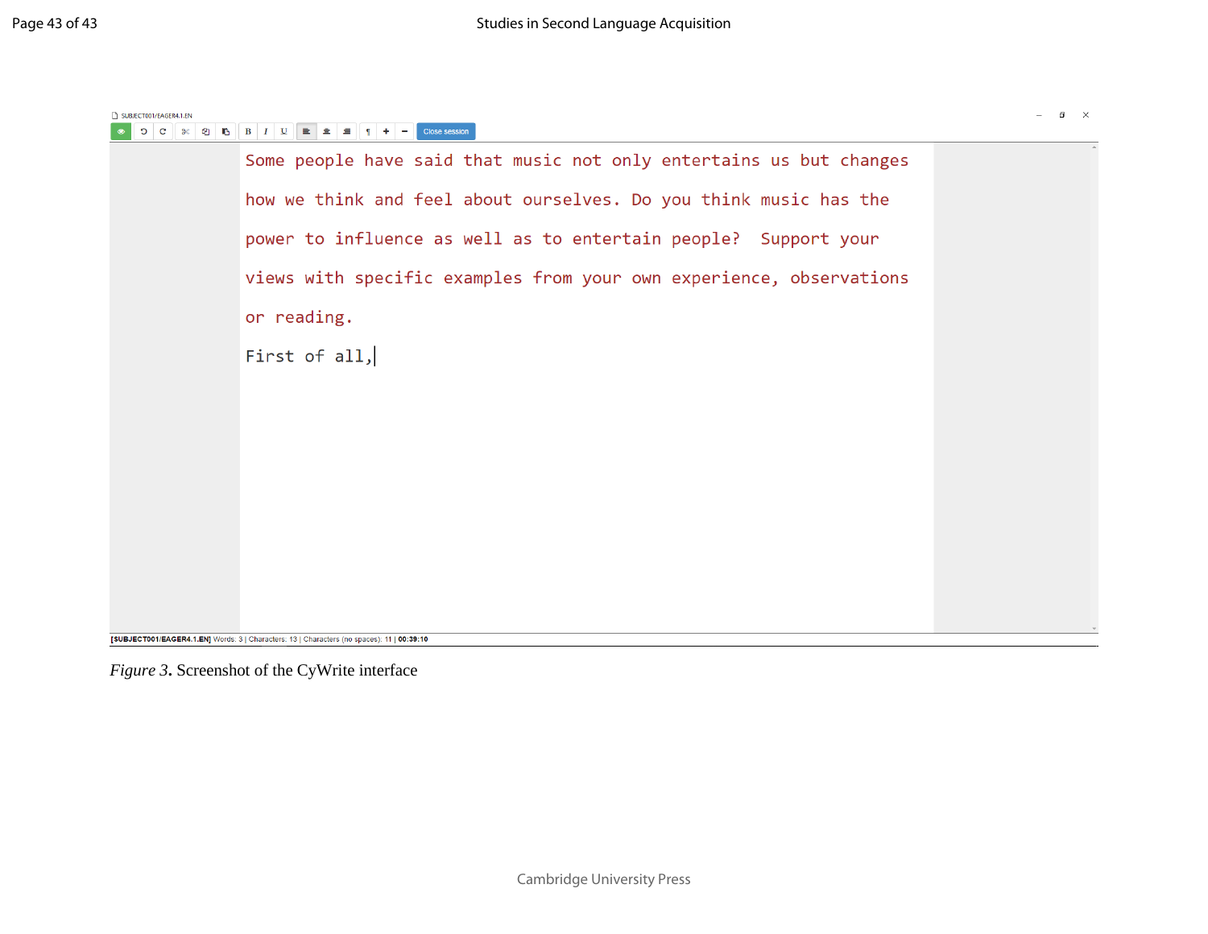SUBJECT001/EAGER4.1.EN

Close session

Some people have said that music not only entertains us but changes how we think and feel about ourselves. Do you think music has the power to influence as well as to entertain people? Support your views with specific examples from your own experience, observations or reading.

First of all,

[SUBJECT001/EAGER4.1.EN] Words: 3 | Characters: 13 | Characters (no spaces): 11 | 00:39:10

*Figure 3*. Screenshot of the CyWrite interface